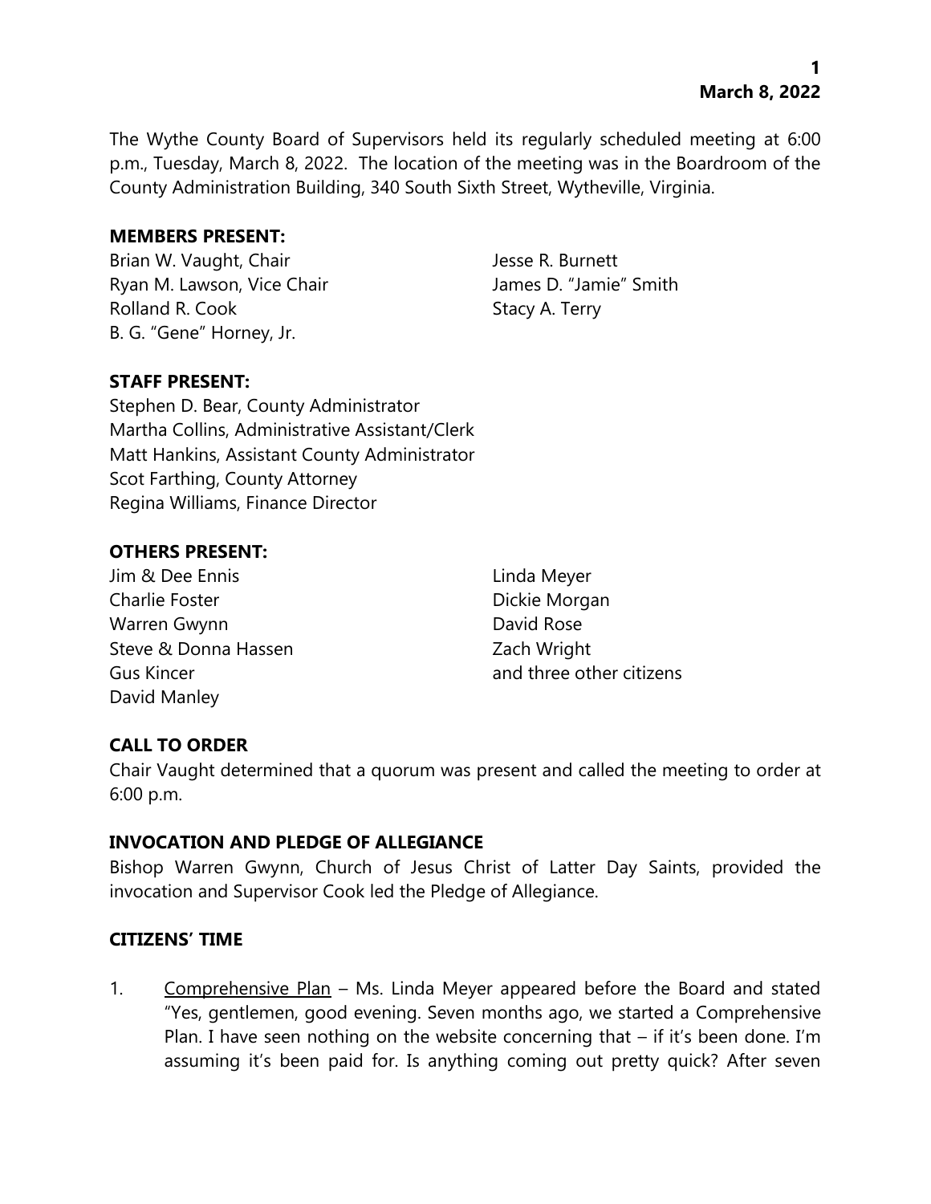The Wythe County Board of Supervisors held its regularly scheduled meeting at 6:00 p.m., Tuesday, March 8, 2022. The location of the meeting was in the Boardroom of the County Administration Building, 340 South Sixth Street, Wytheville, Virginia.

**MEMBERS PRESENT:**

Brian W. Vaught, Chair
Ryan M. Lawson, Vice Chair
Rolland R. Cook
B. G. "Gene" Horney, Jr.
Jesse R. Burnett
James D. "Jamie" Smith
Stacy A. Terry

**STAFF PRESENT:**

Stephen D. Bear, County Administrator
Martha Collins, Administrative Assistant/Clerk
Matt Hankins, Assistant County Administrator
Scot Farthing, County Attorney
Regina Williams, Finance Director

**OTHERS PRESENT:**

Jim & Dee Ennis
Charlie Foster
Warren Gwynn
Steve & Donna Hassen
Gus Kincer
David Manley
Linda Meyer
Dickie Morgan
David Rose
Zach Wright
and three other citizens

**CALL TO ORDER**

Chair Vaught determined that a quorum was present and called the meeting to order at 6:00 p.m.

**INVOCATION AND PLEDGE OF ALLEGIANCE**

Bishop Warren Gwynn, Church of Jesus Christ of Latter Day Saints, provided the invocation and Supervisor Cook led the Pledge of Allegiance.

**CITIZENS' TIME**

1. Comprehensive Plan – Ms. Linda Meyer appeared before the Board and stated "Yes, gentlemen, good evening. Seven months ago, we started a Comprehensive Plan. I have seen nothing on the website concerning that – if it's been done. I'm assuming it's been paid for. Is anything coming out pretty quick? After seven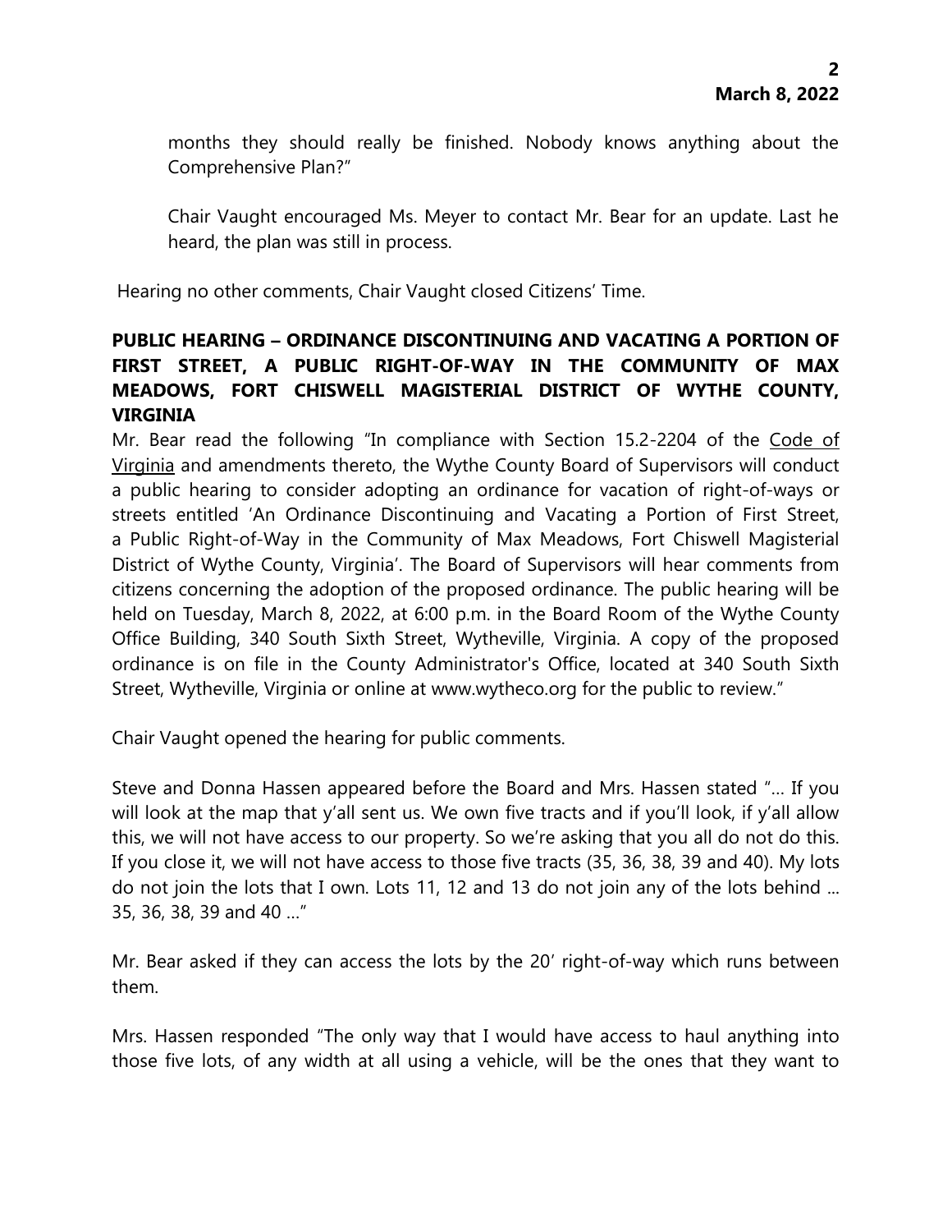months they should really be finished. Nobody knows anything about the Comprehensive Plan?"

Chair Vaught encouraged Ms. Meyer to contact Mr. Bear for an update. Last he heard, the plan was still in process.

Hearing no other comments, Chair Vaught closed Citizens' Time.

**PUBLIC HEARING – ORDINANCE DISCONTINUING AND VACATING A PORTION OF FIRST STREET, A PUBLIC RIGHT-OF-WAY IN THE COMMUNITY OF MAX MEADOWS, FORT CHISWELL MAGISTERIAL DISTRICT OF WYTHE COUNTY, VIRGINIA**

Mr. Bear read the following "In compliance with Section 15.2-2204 of the Code of Virginia and amendments thereto, the Wythe County Board of Supervisors will conduct a public hearing to consider adopting an ordinance for vacation of right-of-ways or streets entitled 'An Ordinance Discontinuing and Vacating a Portion of First Street, a Public Right-of-Way in the Community of Max Meadows, Fort Chiswell Magisterial District of Wythe County, Virginia'. The Board of Supervisors will hear comments from citizens concerning the adoption of the proposed ordinance. The public hearing will be held on Tuesday, March 8, 2022, at 6:00 p.m. in the Board Room of the Wythe County Office Building, 340 South Sixth Street, Wytheville, Virginia. A copy of the proposed ordinance is on file in the County Administrator's Office, located at 340 South Sixth Street, Wytheville, Virginia or online at www.wytheco.org for the public to review."

Chair Vaught opened the hearing for public comments.

Steve and Donna Hassen appeared before the Board and Mrs. Hassen stated "… If you will look at the map that y'all sent us. We own five tracts and if you'll look, if y'all allow this, we will not have access to our property. So we're asking that you all do not do this. If you close it, we will not have access to those five tracts (35, 36, 38, 39 and 40). My lots do not join the lots that I own. Lots 11, 12 and 13 do not join any of the lots behind ... 35, 36, 38, 39 and 40 …"

Mr. Bear asked if they can access the lots by the 20' right-of-way which runs between them.

Mrs. Hassen responded "The only way that I would have access to haul anything into those five lots, of any width at all using a vehicle, will be the ones that they want to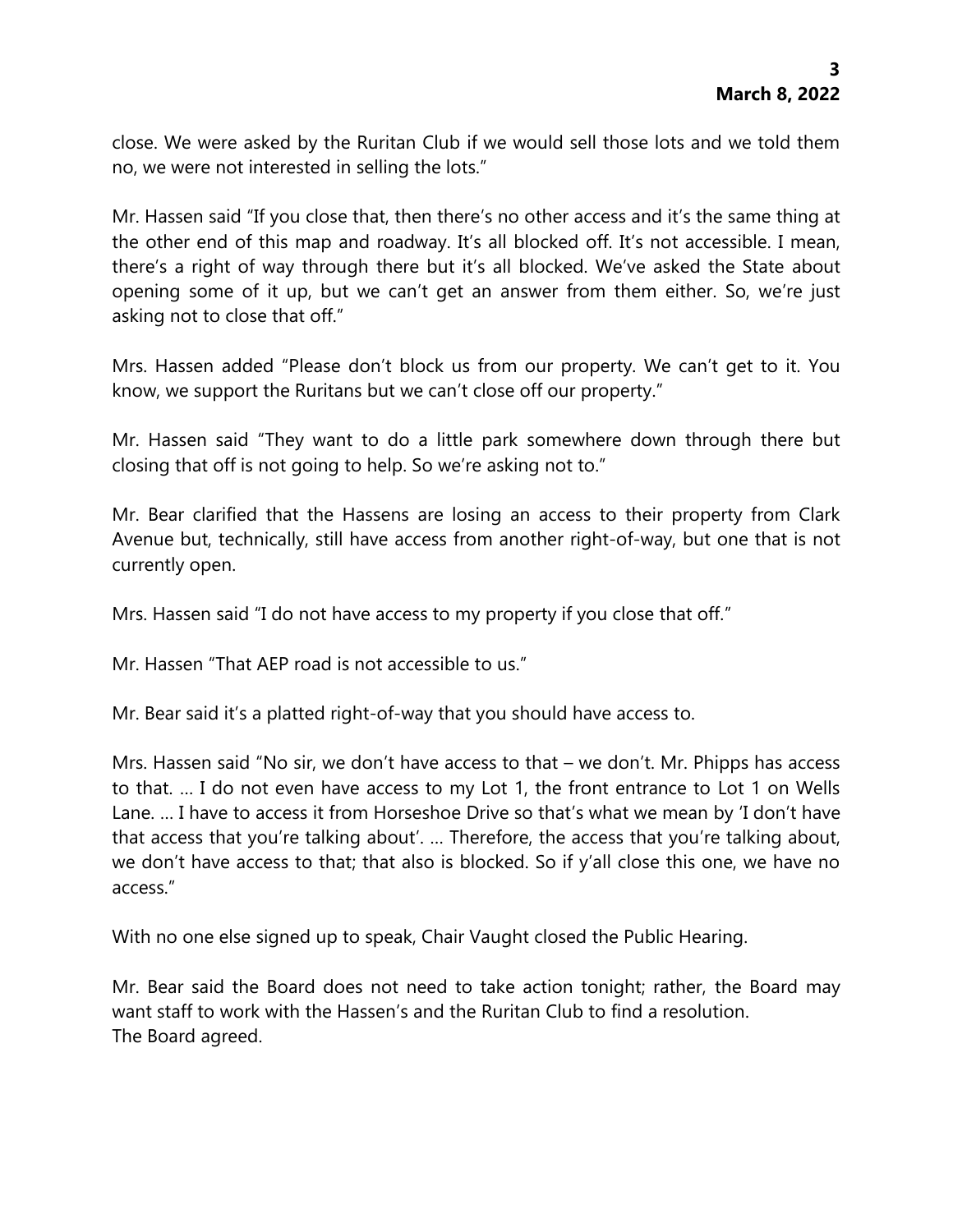close. We were asked by the Ruritan Club if we would sell those lots and we told them no, we were not interested in selling the lots."

Mr. Hassen said "If you close that, then there's no other access and it's the same thing at the other end of this map and roadway. It's all blocked off. It's not accessible. I mean, there's a right of way through there but it's all blocked. We've asked the State about opening some of it up, but we can't get an answer from them either. So, we're just asking not to close that off."

Mrs. Hassen added "Please don't block us from our property. We can't get to it. You know, we support the Ruritans but we can't close off our property."

Mr. Hassen said "They want to do a little park somewhere down through there but closing that off is not going to help. So we're asking not to."

Mr. Bear clarified that the Hassens are losing an access to their property from Clark Avenue but, technically, still have access from another right-of-way, but one that is not currently open.

Mrs. Hassen said "I do not have access to my property if you close that off."

Mr. Hassen "That AEP road is not accessible to us."

Mr. Bear said it's a platted right-of-way that you should have access to.

Mrs. Hassen said "No sir, we don't have access to that – we don't. Mr. Phipps has access to that. … I do not even have access to my Lot 1, the front entrance to Lot 1 on Wells Lane. … I have to access it from Horseshoe Drive so that's what we mean by 'I don't have that access that you're talking about'. … Therefore, the access that you're talking about, we don't have access to that; that also is blocked. So if y'all close this one, we have no access."

With no one else signed up to speak, Chair Vaught closed the Public Hearing.

Mr. Bear said the Board does not need to take action tonight; rather, the Board may want staff to work with the Hassen's and the Ruritan Club to find a resolution.
The Board agreed.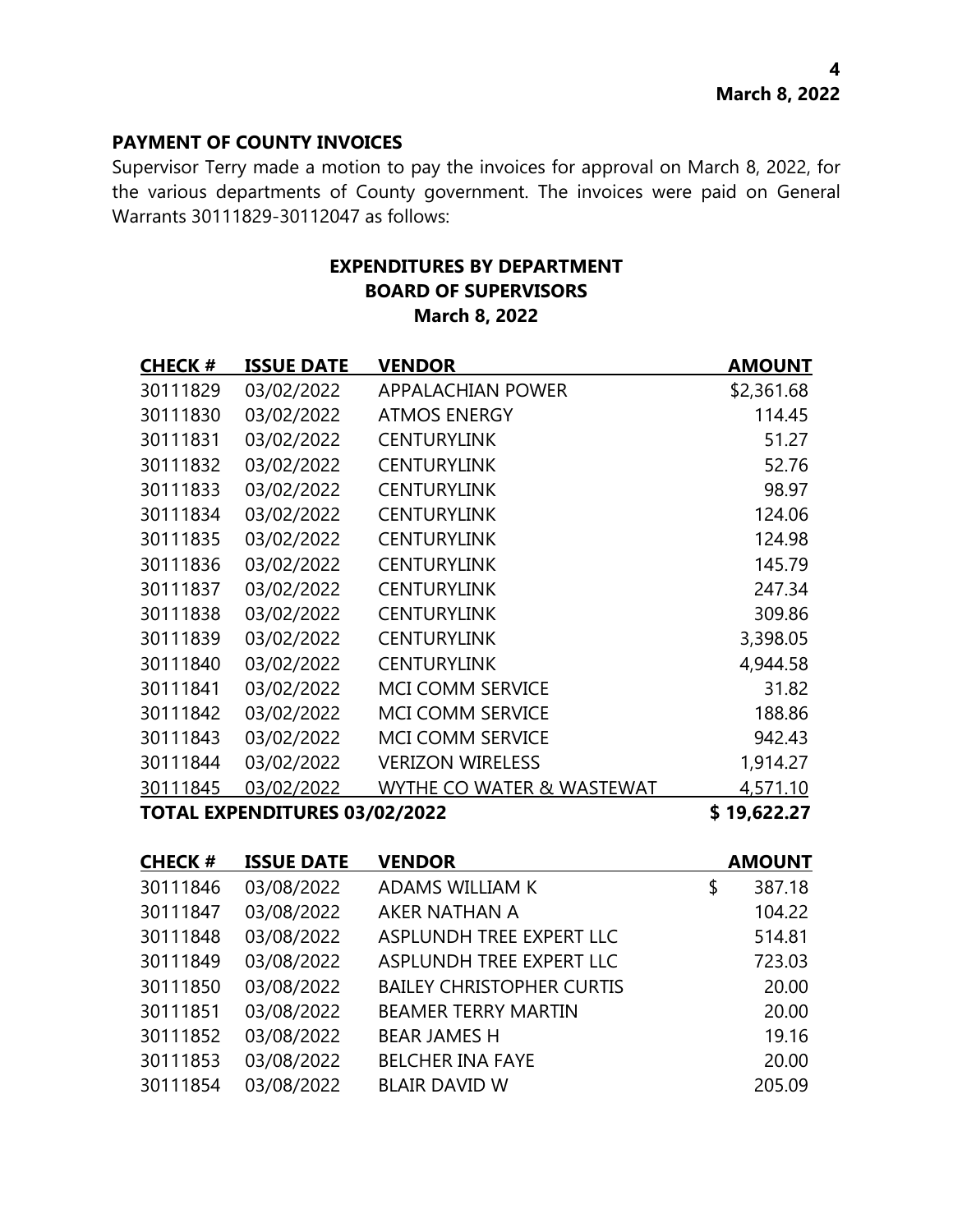## PAYMENT OF COUNTY INVOICES

Supervisor Terry made a motion to pay the invoices for approval on March 8, 2022, for the various departments of County government. The invoices were paid on General Warrants 30111829-30112047 as follows:

### EXPENDITURES BY DEPARTMENT
### BOARD OF SUPERVISORS
### March 8, 2022

| CHECK # | ISSUE DATE | VENDOR | AMOUNT |
|---|---|---|---|
| 30111829 | 03/02/2022 | APPALACHIAN POWER | $2,361.68 |
| 30111830 | 03/02/2022 | ATMOS ENERGY | 114.45 |
| 30111831 | 03/02/2022 | CENTURYLINK | 51.27 |
| 30111832 | 03/02/2022 | CENTURYLINK | 52.76 |
| 30111833 | 03/02/2022 | CENTURYLINK | 98.97 |
| 30111834 | 03/02/2022 | CENTURYLINK | 124.06 |
| 30111835 | 03/02/2022 | CENTURYLINK | 124.98 |
| 30111836 | 03/02/2022 | CENTURYLINK | 145.79 |
| 30111837 | 03/02/2022 | CENTURYLINK | 247.34 |
| 30111838 | 03/02/2022 | CENTURYLINK | 309.86 |
| 30111839 | 03/02/2022 | CENTURYLINK | 3,398.05 |
| 30111840 | 03/02/2022 | CENTURYLINK | 4,944.58 |
| 30111841 | 03/02/2022 | MCI COMM SERVICE | 31.82 |
| 30111842 | 03/02/2022 | MCI COMM SERVICE | 188.86 |
| 30111843 | 03/02/2022 | MCI COMM SERVICE | 942.43 |
| 30111844 | 03/02/2022 | VERIZON WIRELESS | 1,914.27 |
| 30111845 | 03/02/2022 | WYTHE CO WATER & WASTEWAT | 4,571.10 |
| **TOTAL EXPENDITURES 03/02/2022** | | | **$ 19,622.27** |

| CHECK # | ISSUE DATE | VENDOR | AMOUNT |
|---|---|---|---|
| 30111846 | 03/08/2022 | ADAMS WILLIAM K | $ 387.18 |
| 30111847 | 03/08/2022 | AKER NATHAN A | 104.22 |
| 30111848 | 03/08/2022 | ASPLUNDH TREE EXPERT LLC | 514.81 |
| 30111849 | 03/08/2022 | ASPLUNDH TREE EXPERT LLC | 723.03 |
| 30111850 | 03/08/2022 | BAILEY CHRISTOPHER CURTIS | 20.00 |
| 30111851 | 03/08/2022 | BEAMER TERRY MARTIN | 20.00 |
| 30111852 | 03/08/2022 | BEAR JAMES H | 19.16 |
| 30111853 | 03/08/2022 | BELCHER INA FAYE | 20.00 |
| 30111854 | 03/08/2022 | BLAIR DAVID W | 205.09 |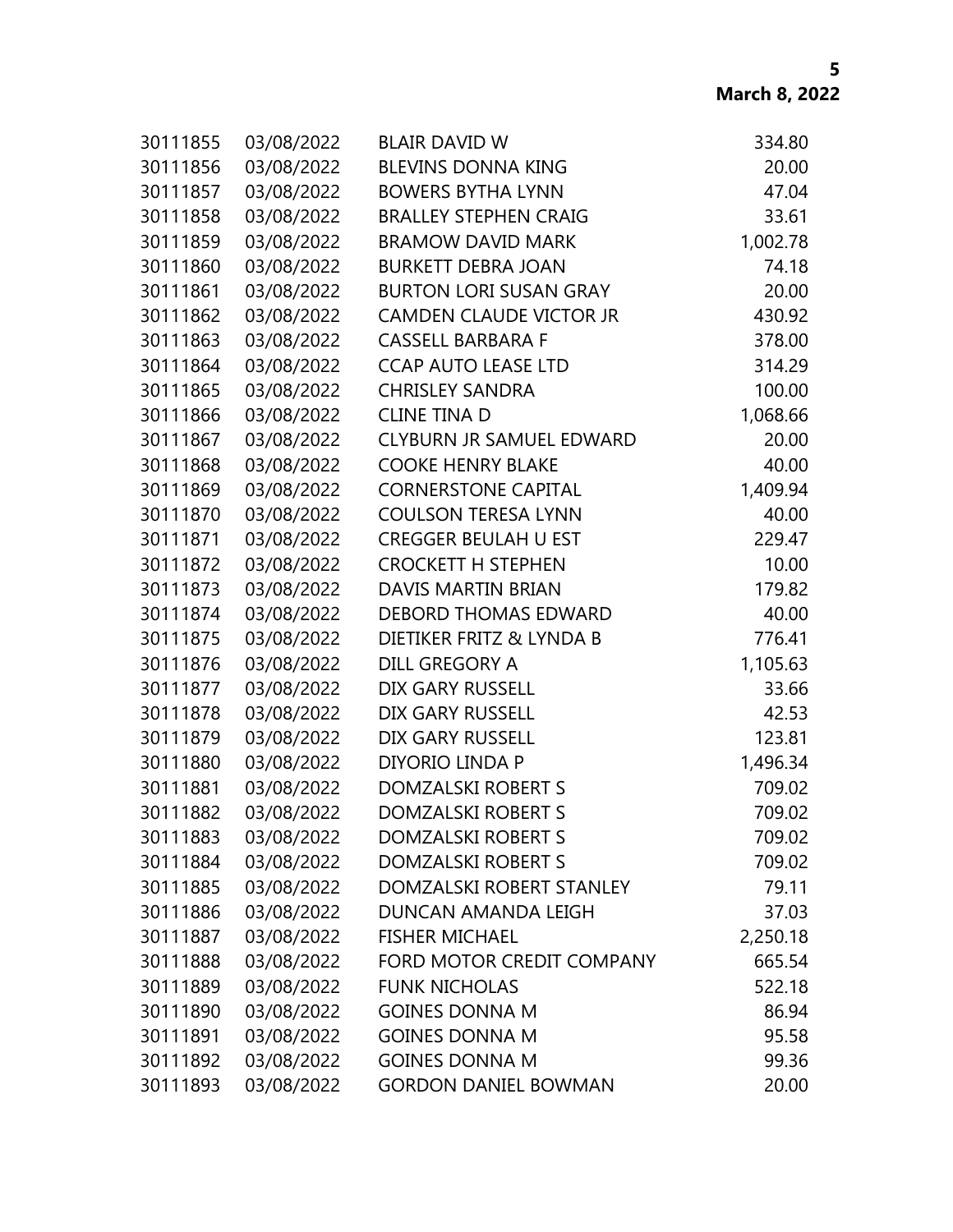| | | | |
|---|---|---|---|
| 30111855 | 03/08/2022 | BLAIR DAVID W | 334.80 |
| 30111856 | 03/08/2022 | BLEVINS DONNA KING | 20.00 |
| 30111857 | 03/08/2022 | BOWERS BYTHA LYNN | 47.04 |
| 30111858 | 03/08/2022 | BRALLEY STEPHEN CRAIG | 33.61 |
| 30111859 | 03/08/2022 | BRAMOW DAVID MARK | 1,002.78 |
| 30111860 | 03/08/2022 | BURKETT DEBRA JOAN | 74.18 |
| 30111861 | 03/08/2022 | BURTON LORI SUSAN GRAY | 20.00 |
| 30111862 | 03/08/2022 | CAMDEN CLAUDE VICTOR JR | 430.92 |
| 30111863 | 03/08/2022 | CASSELL BARBARA F | 378.00 |
| 30111864 | 03/08/2022 | CCAP AUTO LEASE LTD | 314.29 |
| 30111865 | 03/08/2022 | CHRISLEY SANDRA | 100.00 |
| 30111866 | 03/08/2022 | CLINE TINA D | 1,068.66 |
| 30111867 | 03/08/2022 | CLYBURN JR SAMUEL EDWARD | 20.00 |
| 30111868 | 03/08/2022 | COOKE HENRY BLAKE | 40.00 |
| 30111869 | 03/08/2022 | CORNERSTONE CAPITAL | 1,409.94 |
| 30111870 | 03/08/2022 | COULSON TERESA LYNN | 40.00 |
| 30111871 | 03/08/2022 | CREGGER BEULAH U EST | 229.47 |
| 30111872 | 03/08/2022 | CROCKETT H STEPHEN | 10.00 |
| 30111873 | 03/08/2022 | DAVIS MARTIN BRIAN | 179.82 |
| 30111874 | 03/08/2022 | DEBORD THOMAS EDWARD | 40.00 |
| 30111875 | 03/08/2022 | DIETIKER FRITZ & LYNDA B | 776.41 |
| 30111876 | 03/08/2022 | DILL GREGORY A | 1,105.63 |
| 30111877 | 03/08/2022 | DIX GARY RUSSELL | 33.66 |
| 30111878 | 03/08/2022 | DIX GARY RUSSELL | 42.53 |
| 30111879 | 03/08/2022 | DIX GARY RUSSELL | 123.81 |
| 30111880 | 03/08/2022 | DIYORIO LINDA P | 1,496.34 |
| 30111881 | 03/08/2022 | DOMZALSKI ROBERT S | 709.02 |
| 30111882 | 03/08/2022 | DOMZALSKI ROBERT S | 709.02 |
| 30111883 | 03/08/2022 | DOMZALSKI ROBERT S | 709.02 |
| 30111884 | 03/08/2022 | DOMZALSKI ROBERT S | 709.02 |
| 30111885 | 03/08/2022 | DOMZALSKI ROBERT STANLEY | 79.11 |
| 30111886 | 03/08/2022 | DUNCAN AMANDA LEIGH | 37.03 |
| 30111887 | 03/08/2022 | FISHER MICHAEL | 2,250.18 |
| 30111888 | 03/08/2022 | FORD MOTOR CREDIT COMPANY | 665.54 |
| 30111889 | 03/08/2022 | FUNK NICHOLAS | 522.18 |
| 30111890 | 03/08/2022 | GOINES DONNA M | 86.94 |
| 30111891 | 03/08/2022 | GOINES DONNA M | 95.58 |
| 30111892 | 03/08/2022 | GOINES DONNA M | 99.36 |
| 30111893 | 03/08/2022 | GORDON DANIEL BOWMAN | 20.00 |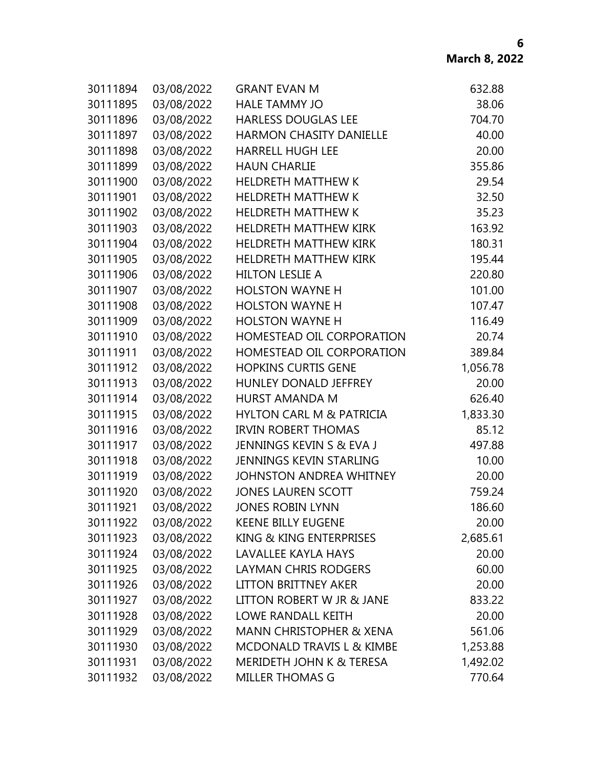| | | | |
|---|---|---|---|
| 30111894 | 03/08/2022 | GRANT EVAN M | 632.88 |
| 30111895 | 03/08/2022 | HALE TAMMY JO | 38.06 |
| 30111896 | 03/08/2022 | HARLESS DOUGLAS LEE | 704.70 |
| 30111897 | 03/08/2022 | HARMON CHASITY DANIELLE | 40.00 |
| 30111898 | 03/08/2022 | HARRELL HUGH LEE | 20.00 |
| 30111899 | 03/08/2022 | HAUN CHARLIE | 355.86 |
| 30111900 | 03/08/2022 | HELDRETH MATTHEW K | 29.54 |
| 30111901 | 03/08/2022 | HELDRETH MATTHEW K | 32.50 |
| 30111902 | 03/08/2022 | HELDRETH MATTHEW K | 35.23 |
| 30111903 | 03/08/2022 | HELDRETH MATTHEW KIRK | 163.92 |
| 30111904 | 03/08/2022 | HELDRETH MATTHEW KIRK | 180.31 |
| 30111905 | 03/08/2022 | HELDRETH MATTHEW KIRK | 195.44 |
| 30111906 | 03/08/2022 | HILTON LESLIE A | 220.80 |
| 30111907 | 03/08/2022 | HOLSTON WAYNE H | 101.00 |
| 30111908 | 03/08/2022 | HOLSTON WAYNE H | 107.47 |
| 30111909 | 03/08/2022 | HOLSTON WAYNE H | 116.49 |
| 30111910 | 03/08/2022 | HOMESTEAD OIL CORPORATION | 20.74 |
| 30111911 | 03/08/2022 | HOMESTEAD OIL CORPORATION | 389.84 |
| 30111912 | 03/08/2022 | HOPKINS CURTIS GENE | 1,056.78 |
| 30111913 | 03/08/2022 | HUNLEY DONALD JEFFREY | 20.00 |
| 30111914 | 03/08/2022 | HURST AMANDA M | 626.40 |
| 30111915 | 03/08/2022 | HYLTON CARL M & PATRICIA | 1,833.30 |
| 30111916 | 03/08/2022 | IRVIN ROBERT THOMAS | 85.12 |
| 30111917 | 03/08/2022 | JENNINGS KEVIN S & EVA J | 497.88 |
| 30111918 | 03/08/2022 | JENNINGS KEVIN STARLING | 10.00 |
| 30111919 | 03/08/2022 | JOHNSTON ANDREA WHITNEY | 20.00 |
| 30111920 | 03/08/2022 | JONES LAUREN SCOTT | 759.24 |
| 30111921 | 03/08/2022 | JONES ROBIN LYNN | 186.60 |
| 30111922 | 03/08/2022 | KEENE BILLY EUGENE | 20.00 |
| 30111923 | 03/08/2022 | KING & KING ENTERPRISES | 2,685.61 |
| 30111924 | 03/08/2022 | LAVALLEE KAYLA HAYS | 20.00 |
| 30111925 | 03/08/2022 | LAYMAN CHRIS RODGERS | 60.00 |
| 30111926 | 03/08/2022 | LITTON BRITTNEY AKER | 20.00 |
| 30111927 | 03/08/2022 | LITTON ROBERT W JR & JANE | 833.22 |
| 30111928 | 03/08/2022 | LOWE RANDALL KEITH | 20.00 |
| 30111929 | 03/08/2022 | MANN CHRISTOPHER & XENA | 561.06 |
| 30111930 | 03/08/2022 | MCDONALD TRAVIS L & KIMBE | 1,253.88 |
| 30111931 | 03/08/2022 | MERIDETH JOHN K & TERESA | 1,492.02 |
| 30111932 | 03/08/2022 | MILLER THOMAS G | 770.64 |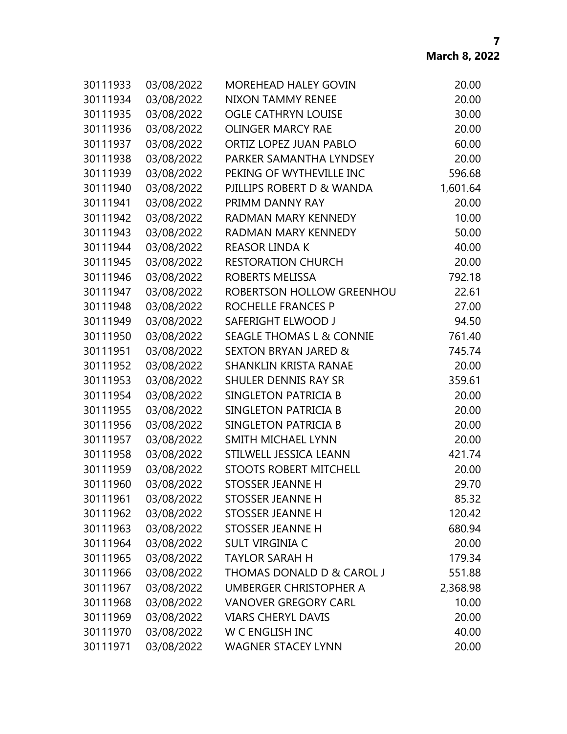| | | | |
|---|---|---|---|
| 30111933 | 03/08/2022 | MOREHEAD HALEY GOVIN | 20.00 |
| 30111934 | 03/08/2022 | NIXON TAMMY RENEE | 20.00 |
| 30111935 | 03/08/2022 | OGLE CATHRYN LOUISE | 30.00 |
| 30111936 | 03/08/2022 | OLINGER MARCY RAE | 20.00 |
| 30111937 | 03/08/2022 | ORTIZ LOPEZ JUAN PABLO | 60.00 |
| 30111938 | 03/08/2022 | PARKER SAMANTHA LYNDSEY | 20.00 |
| 30111939 | 03/08/2022 | PEKING OF WYTHEVILLE INC | 596.68 |
| 30111940 | 03/08/2022 | PJILLIPS ROBERT D & WANDA | 1,601.64 |
| 30111941 | 03/08/2022 | PRIMM DANNY RAY | 20.00 |
| 30111942 | 03/08/2022 | RADMAN MARY KENNEDY | 10.00 |
| 30111943 | 03/08/2022 | RADMAN MARY KENNEDY | 50.00 |
| 30111944 | 03/08/2022 | REASOR LINDA K | 40.00 |
| 30111945 | 03/08/2022 | RESTORATION CHURCH | 20.00 |
| 30111946 | 03/08/2022 | ROBERTS MELISSA | 792.18 |
| 30111947 | 03/08/2022 | ROBERTSON HOLLOW GREENHOU | 22.61 |
| 30111948 | 03/08/2022 | ROCHELLE FRANCES P | 27.00 |
| 30111949 | 03/08/2022 | SAFERIGHT ELWOOD J | 94.50 |
| 30111950 | 03/08/2022 | SEAGLE THOMAS L & CONNIE | 761.40 |
| 30111951 | 03/08/2022 | SEXTON BRYAN JARED & | 745.74 |
| 30111952 | 03/08/2022 | SHANKLIN KRISTA RANAE | 20.00 |
| 30111953 | 03/08/2022 | SHULER DENNIS RAY SR | 359.61 |
| 30111954 | 03/08/2022 | SINGLETON PATRICIA B | 20.00 |
| 30111955 | 03/08/2022 | SINGLETON PATRICIA B | 20.00 |
| 30111956 | 03/08/2022 | SINGLETON PATRICIA B | 20.00 |
| 30111957 | 03/08/2022 | SMITH MICHAEL LYNN | 20.00 |
| 30111958 | 03/08/2022 | STILWELL JESSICA LEANN | 421.74 |
| 30111959 | 03/08/2022 | STOOTS ROBERT MITCHELL | 20.00 |
| 30111960 | 03/08/2022 | STOSSER JEANNE H | 29.70 |
| 30111961 | 03/08/2022 | STOSSER JEANNE H | 85.32 |
| 30111962 | 03/08/2022 | STOSSER JEANNE H | 120.42 |
| 30111963 | 03/08/2022 | STOSSER JEANNE H | 680.94 |
| 30111964 | 03/08/2022 | SULT VIRGINIA C | 20.00 |
| 30111965 | 03/08/2022 | TAYLOR SARAH H | 179.34 |
| 30111966 | 03/08/2022 | THOMAS DONALD D & CAROL J | 551.88 |
| 30111967 | 03/08/2022 | UMBERGER CHRISTOPHER A | 2,368.98 |
| 30111968 | 03/08/2022 | VANOVER GREGORY CARL | 10.00 |
| 30111969 | 03/08/2022 | VIARS CHERYL DAVIS | 20.00 |
| 30111970 | 03/08/2022 | W C ENGLISH INC | 40.00 |
| 30111971 | 03/08/2022 | WAGNER STACEY LYNN | 20.00 |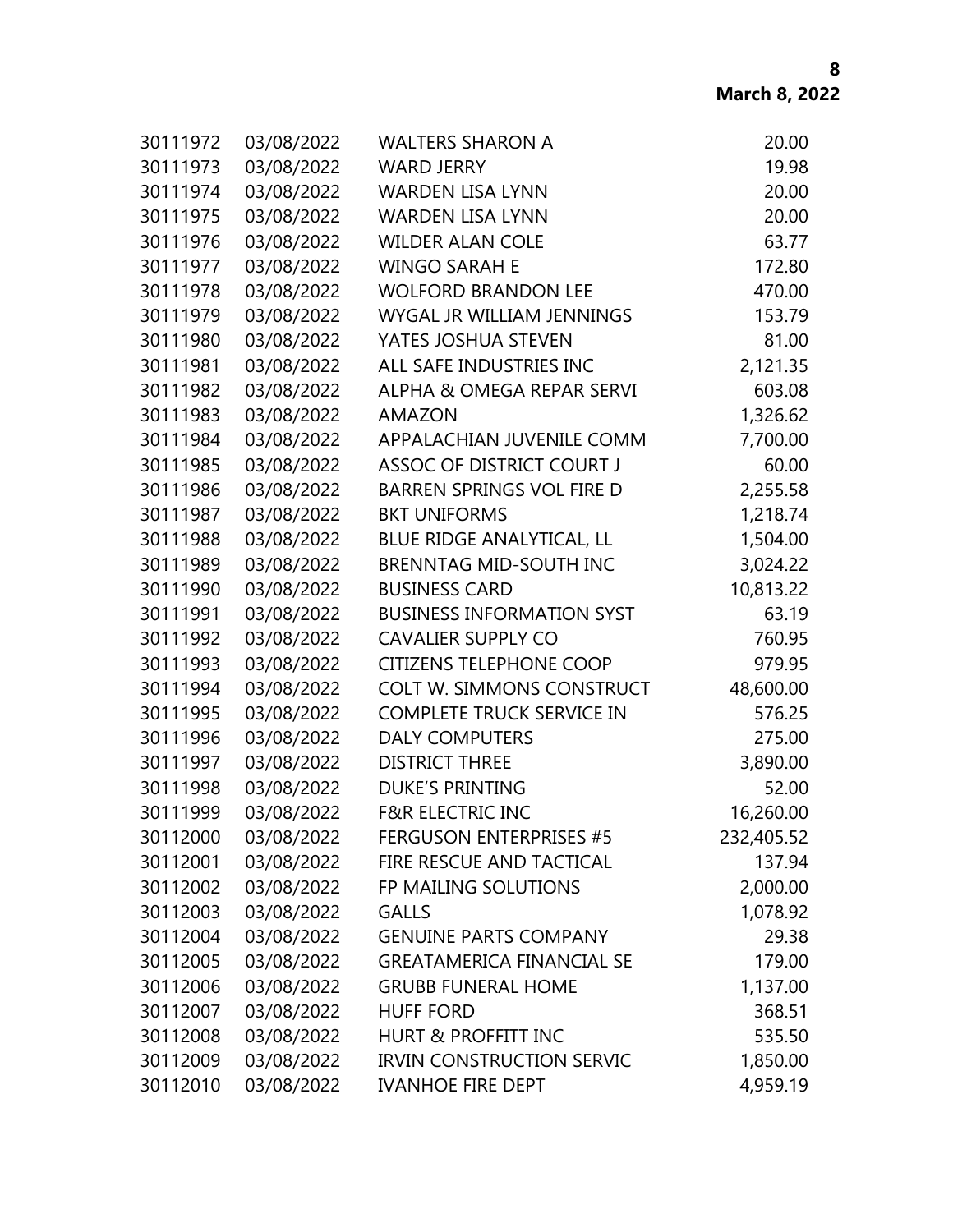| | | | |
|---|---|---|---|
| 30111972 | 03/08/2022 | WALTERS SHARON A | 20.00 |
| 30111973 | 03/08/2022 | WARD JERRY | 19.98 |
| 30111974 | 03/08/2022 | WARDEN LISA LYNN | 20.00 |
| 30111975 | 03/08/2022 | WARDEN LISA LYNN | 20.00 |
| 30111976 | 03/08/2022 | WILDER ALAN COLE | 63.77 |
| 30111977 | 03/08/2022 | WINGO SARAH E | 172.80 |
| 30111978 | 03/08/2022 | WOLFORD BRANDON LEE | 470.00 |
| 30111979 | 03/08/2022 | WYGAL JR WILLIAM JENNINGS | 153.79 |
| 30111980 | 03/08/2022 | YATES JOSHUA STEVEN | 81.00 |
| 30111981 | 03/08/2022 | ALL SAFE INDUSTRIES INC | 2,121.35 |
| 30111982 | 03/08/2022 | ALPHA & OMEGA REPAR SERVI | 603.08 |
| 30111983 | 03/08/2022 | AMAZON | 1,326.62 |
| 30111984 | 03/08/2022 | APPALACHIAN JUVENILE COMM | 7,700.00 |
| 30111985 | 03/08/2022 | ASSOC OF DISTRICT COURT J | 60.00 |
| 30111986 | 03/08/2022 | BARREN SPRINGS VOL FIRE D | 2,255.58 |
| 30111987 | 03/08/2022 | BKT UNIFORMS | 1,218.74 |
| 30111988 | 03/08/2022 | BLUE RIDGE ANALYTICAL, LL | 1,504.00 |
| 30111989 | 03/08/2022 | BRENNTAG MID-SOUTH INC | 3,024.22 |
| 30111990 | 03/08/2022 | BUSINESS CARD | 10,813.22 |
| 30111991 | 03/08/2022 | BUSINESS INFORMATION SYST | 63.19 |
| 30111992 | 03/08/2022 | CAVALIER SUPPLY CO | 760.95 |
| 30111993 | 03/08/2022 | CITIZENS TELEPHONE COOP | 979.95 |
| 30111994 | 03/08/2022 | COLT W. SIMMONS CONSTRUCT | 48,600.00 |
| 30111995 | 03/08/2022 | COMPLETE TRUCK SERVICE IN | 576.25 |
| 30111996 | 03/08/2022 | DALY COMPUTERS | 275.00 |
| 30111997 | 03/08/2022 | DISTRICT THREE | 3,890.00 |
| 30111998 | 03/08/2022 | DUKE'S PRINTING | 52.00 |
| 30111999 | 03/08/2022 | F&R ELECTRIC INC | 16,260.00 |
| 30112000 | 03/08/2022 | FERGUSON ENTERPRISES #5 | 232,405.52 |
| 30112001 | 03/08/2022 | FIRE RESCUE AND TACTICAL | 137.94 |
| 30112002 | 03/08/2022 | FP MAILING SOLUTIONS | 2,000.00 |
| 30112003 | 03/08/2022 | GALLS | 1,078.92 |
| 30112004 | 03/08/2022 | GENUINE PARTS COMPANY | 29.38 |
| 30112005 | 03/08/2022 | GREATAMERICA FINANCIAL SE | 179.00 |
| 30112006 | 03/08/2022 | GRUBB FUNERAL HOME | 1,137.00 |
| 30112007 | 03/08/2022 | HUFF FORD | 368.51 |
| 30112008 | 03/08/2022 | HURT & PROFFITT INC | 535.50 |
| 30112009 | 03/08/2022 | IRVIN CONSTRUCTION SERVIC | 1,850.00 |
| 30112010 | 03/08/2022 | IVANHOE FIRE DEPT | 4,959.19 |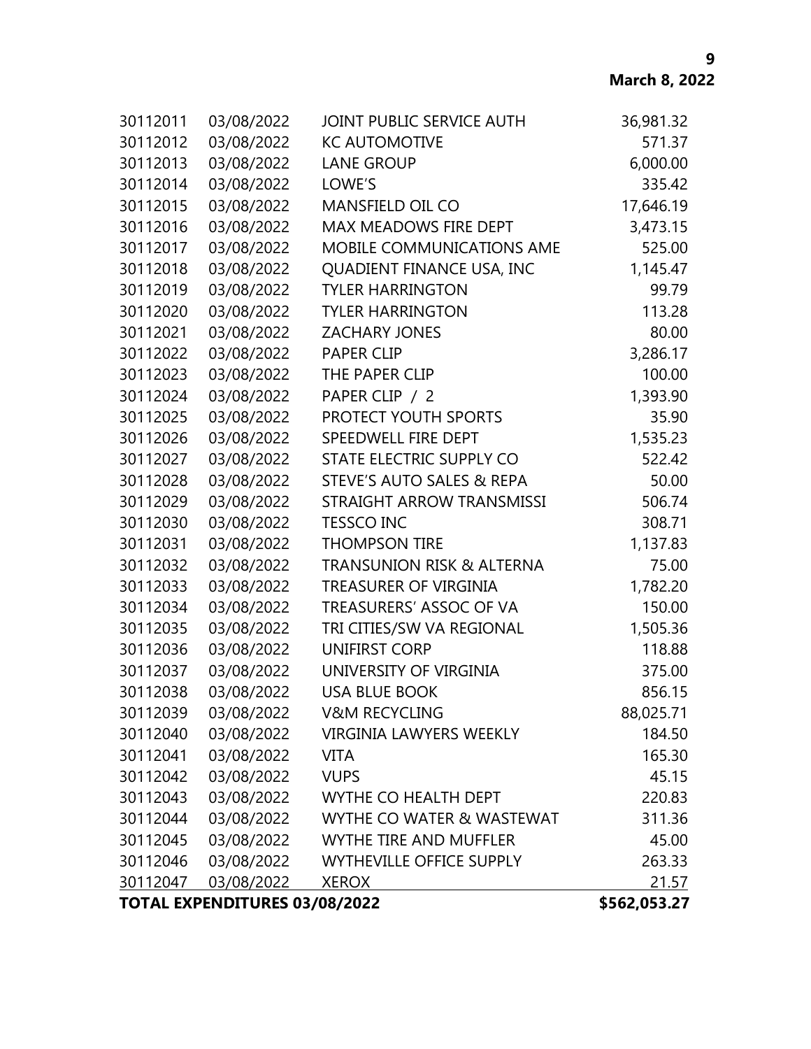| | | | |
|---|---|---|---|
| 30112011 | 03/08/2022 | JOINT PUBLIC SERVICE AUTH | 36,981.32 |
| 30112012 | 03/08/2022 | KC AUTOMOTIVE | 571.37 |
| 30112013 | 03/08/2022 | LANE GROUP | 6,000.00 |
| 30112014 | 03/08/2022 | LOWE'S | 335.42 |
| 30112015 | 03/08/2022 | MANSFIELD OIL CO | 17,646.19 |
| 30112016 | 03/08/2022 | MAX MEADOWS FIRE DEPT | 3,473.15 |
| 30112017 | 03/08/2022 | MOBILE COMMUNICATIONS AME | 525.00 |
| 30112018 | 03/08/2022 | QUADIENT FINANCE USA, INC | 1,145.47 |
| 30112019 | 03/08/2022 | TYLER HARRINGTON | 99.79 |
| 30112020 | 03/08/2022 | TYLER HARRINGTON | 113.28 |
| 30112021 | 03/08/2022 | ZACHARY JONES | 80.00 |
| 30112022 | 03/08/2022 | PAPER CLIP | 3,286.17 |
| 30112023 | 03/08/2022 | THE PAPER CLIP | 100.00 |
| 30112024 | 03/08/2022 | PAPER CLIP / 2 | 1,393.90 |
| 30112025 | 03/08/2022 | PROTECT YOUTH SPORTS | 35.90 |
| 30112026 | 03/08/2022 | SPEEDWELL FIRE DEPT | 1,535.23 |
| 30112027 | 03/08/2022 | STATE ELECTRIC SUPPLY CO | 522.42 |
| 30112028 | 03/08/2022 | STEVE'S AUTO SALES & REPA | 50.00 |
| 30112029 | 03/08/2022 | STRAIGHT ARROW TRANSMISSI | 506.74 |
| 30112030 | 03/08/2022 | TESSCO INC | 308.71 |
| 30112031 | 03/08/2022 | THOMPSON TIRE | 1,137.83 |
| 30112032 | 03/08/2022 | TRANSUNION RISK & ALTERNA | 75.00 |
| 30112033 | 03/08/2022 | TREASURER OF VIRGINIA | 1,782.20 |
| 30112034 | 03/08/2022 | TREASURERS' ASSOC OF VA | 150.00 |
| 30112035 | 03/08/2022 | TRI CITIES/SW VA REGIONAL | 1,505.36 |
| 30112036 | 03/08/2022 | UNIFIRST CORP | 118.88 |
| 30112037 | 03/08/2022 | UNIVERSITY OF VIRGINIA | 375.00 |
| 30112038 | 03/08/2022 | USA BLUE BOOK | 856.15 |
| 30112039 | 03/08/2022 | V&M RECYCLING | 88,025.71 |
| 30112040 | 03/08/2022 | VIRGINIA LAWYERS WEEKLY | 184.50 |
| 30112041 | 03/08/2022 | VITA | 165.30 |
| 30112042 | 03/08/2022 | VUPS | 45.15 |
| 30112043 | 03/08/2022 | WYTHE CO HEALTH DEPT | 220.83 |
| 30112044 | 03/08/2022 | WYTHE CO WATER & WASTEWAT | 311.36 |
| 30112045 | 03/08/2022 | WYTHE TIRE AND MUFFLER | 45.00 |
| 30112046 | 03/08/2022 | WYTHEVILLE OFFICE SUPPLY | 263.33 |
| 30112047 | 03/08/2022 | XEROX | 21.57 |
| **TOTAL EXPENDITURES 03/08/2022** | | | **$562,053.27** |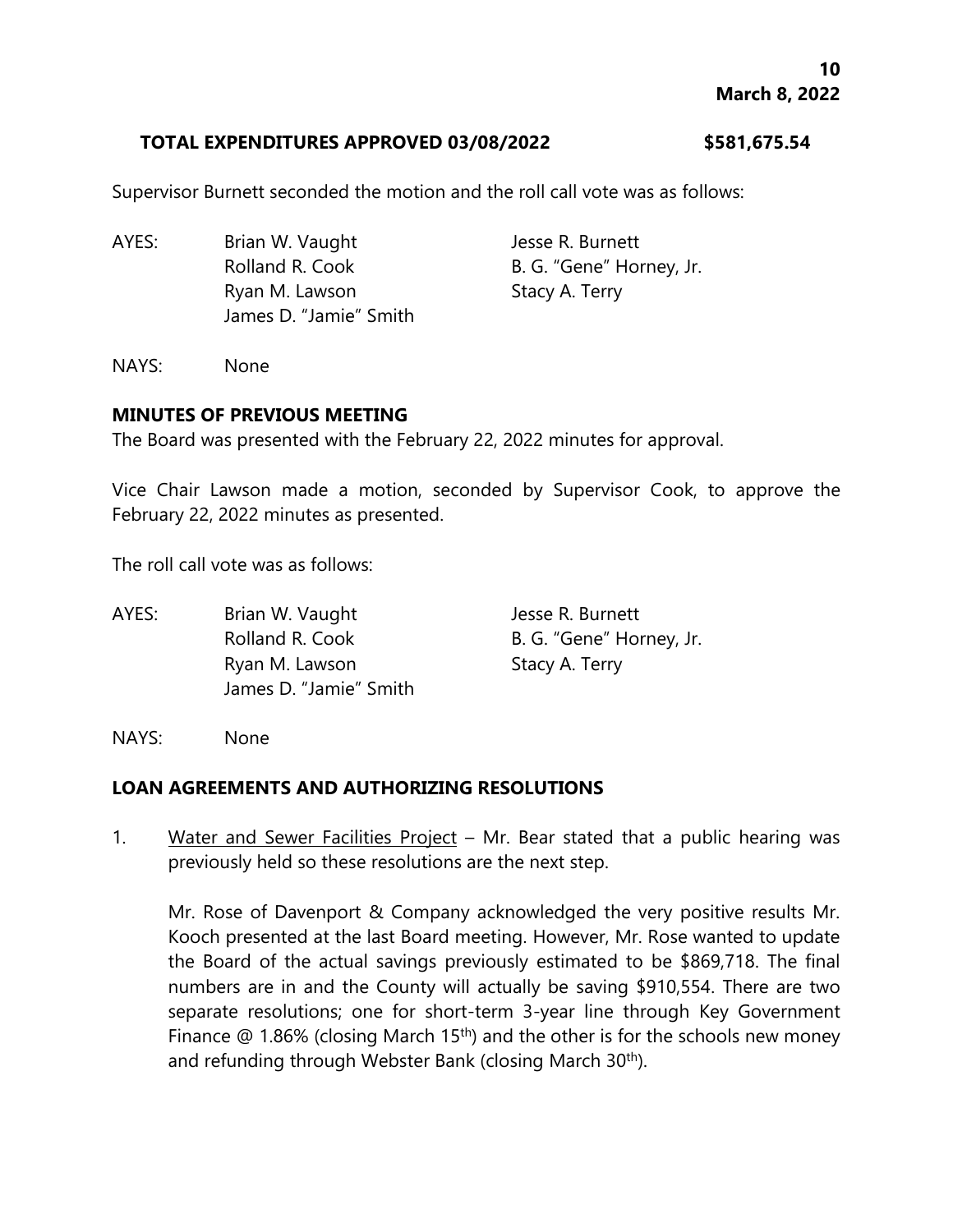**TOTAL EXPENDITURES APPROVED 03/08/2022 $581,675.54**

Supervisor Burnett seconded the motion and the roll call vote was as follows:

| | | |
|---|---|---|
| AYES: | Brian W. Vaught | Jesse R. Burnett |
| | Rolland R. Cook | B. G. "Gene" Horney, Jr. |
| | Ryan M. Lawson | Stacy A. Terry |
| | James D. "Jamie" Smith | |

NAYS: None

## MINUTES OF PREVIOUS MEETING

The Board was presented with the February 22, 2022 minutes for approval.

Vice Chair Lawson made a motion, seconded by Supervisor Cook, to approve the February 22, 2022 minutes as presented.

The roll call vote was as follows:

| | | |
|---|---|---|
| AYES: | Brian W. Vaught | Jesse R. Burnett |
| | Rolland R. Cook | B. G. "Gene" Horney, Jr. |
| | Ryan M. Lawson | Stacy A. Terry |
| | James D. "Jamie" Smith | |

NAYS: None

## LOAN AGREEMENTS AND AUTHORIZING RESOLUTIONS

1. Water and Sewer Facilities Project – Mr. Bear stated that a public hearing was previously held so these resolutions are the next step.

   Mr. Rose of Davenport & Company acknowledged the very positive results Mr. Kooch presented at the last Board meeting. However, Mr. Rose wanted to update the Board of the actual savings previously estimated to be $869,718. The final numbers are in and the County will actually be saving $910,554. There are two separate resolutions; one for short-term 3-year line through Key Government Finance @ 1.86% (closing March 15th) and the other is for the schools new money and refunding through Webster Bank (closing March 30th).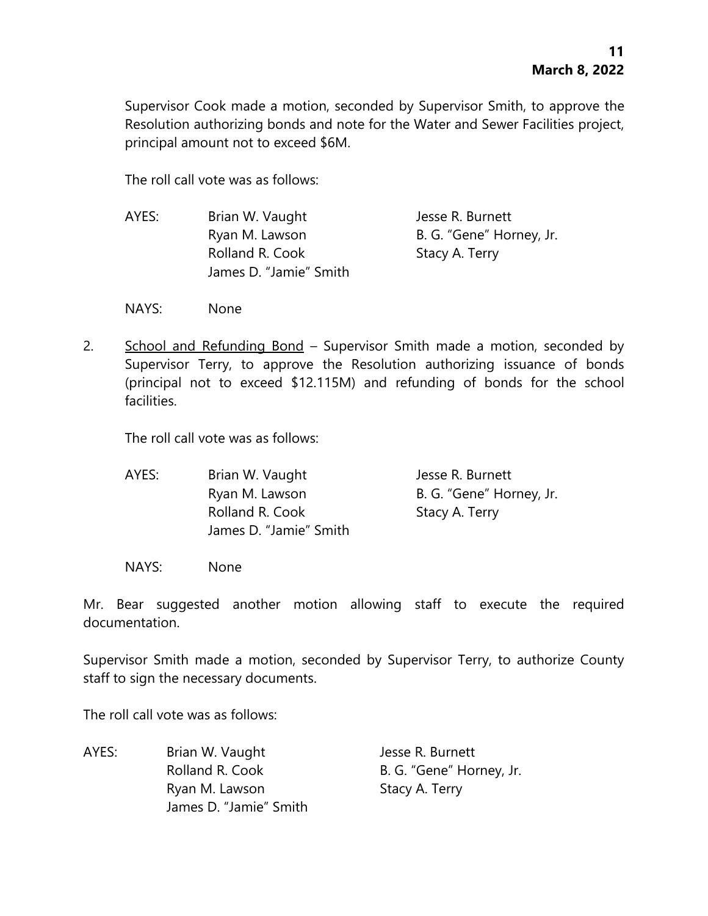Supervisor Cook made a motion, seconded by Supervisor Smith, to approve the Resolution authorizing bonds and note for the Water and Sewer Facilities project, principal amount not to exceed $6M.

The roll call vote was as follows:

| AYES: | Brian W. Vaught | Jesse R. Burnett |
|---|---|---|
| | Ryan M. Lawson | B. G. "Gene" Horney, Jr. |
| | Rolland R. Cook | Stacy A. Terry |
| | James D. "Jamie" Smith | |

NAYS: None

2. <u>School and Refunding Bond</u> – Supervisor Smith made a motion, seconded by Supervisor Terry, to approve the Resolution authorizing issuance of bonds (principal not to exceed $12.115M) and refunding of bonds for the school facilities.

   The roll call vote was as follows:

| AYES: | Brian W. Vaught | Jesse R. Burnett |
|---|---|---|
| | Ryan M. Lawson | B. G. "Gene" Horney, Jr. |
| | Rolland R. Cook | Stacy A. Terry |
| | James D. "Jamie" Smith | |

   NAYS: None

Mr. Bear suggested another motion allowing staff to execute the required documentation.

Supervisor Smith made a motion, seconded by Supervisor Terry, to authorize County staff to sign the necessary documents.

The roll call vote was as follows:

| AYES: | Brian W. Vaught | Jesse R. Burnett |
|---|---|---|
| | Rolland R. Cook | B. G. "Gene" Horney, Jr. |
| | Ryan M. Lawson | Stacy A. Terry |
| | James D. "Jamie" Smith | |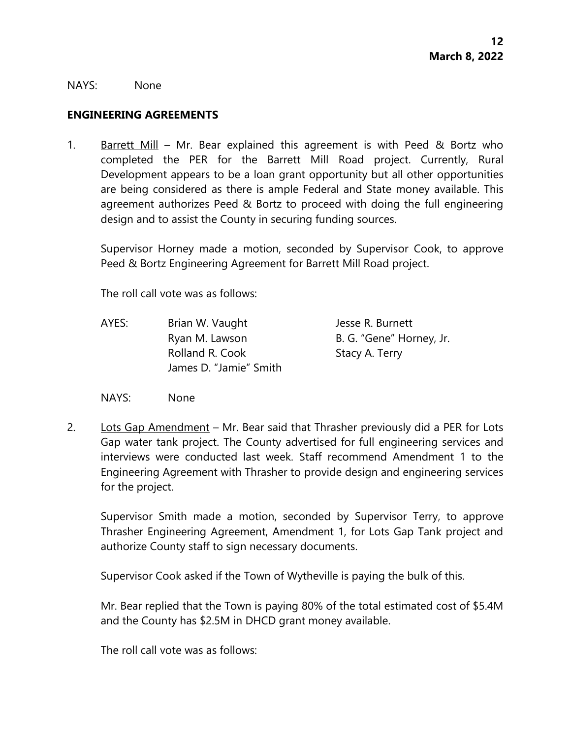NAYS: None

**ENGINEERING AGREEMENTS**

1. Barrett Mill – Mr. Bear explained this agreement is with Peed & Bortz who completed the PER for the Barrett Mill Road project. Currently, Rural Development appears to be a loan grant opportunity but all other opportunities are being considered as there is ample Federal and State money available. This agreement authorizes Peed & Bortz to proceed with doing the full engineering design and to assist the County in securing funding sources.

   Supervisor Horney made a motion, seconded by Supervisor Cook, to approve Peed & Bortz Engineering Agreement for Barrett Mill Road project.

   The roll call vote was as follows:

   AYES: Brian W. Vaught, Jesse R. Burnett, Ryan M. Lawson, B. G. "Gene" Horney, Jr., Rolland R. Cook, Stacy A. Terry, James D. "Jamie" Smith

   NAYS: None

2. Lots Gap Amendment – Mr. Bear said that Thrasher previously did a PER for Lots Gap water tank project. The County advertised for full engineering services and interviews were conducted last week. Staff recommend Amendment 1 to the Engineering Agreement with Thrasher to provide design and engineering services for the project.

   Supervisor Smith made a motion, seconded by Supervisor Terry, to approve Thrasher Engineering Agreement, Amendment 1, for Lots Gap Tank project and authorize County staff to sign necessary documents.

   Supervisor Cook asked if the Town of Wytheville is paying the bulk of this.

   Mr. Bear replied that the Town is paying 80% of the total estimated cost of $5.4M and the County has $2.5M in DHCD grant money available.

   The roll call vote was as follows: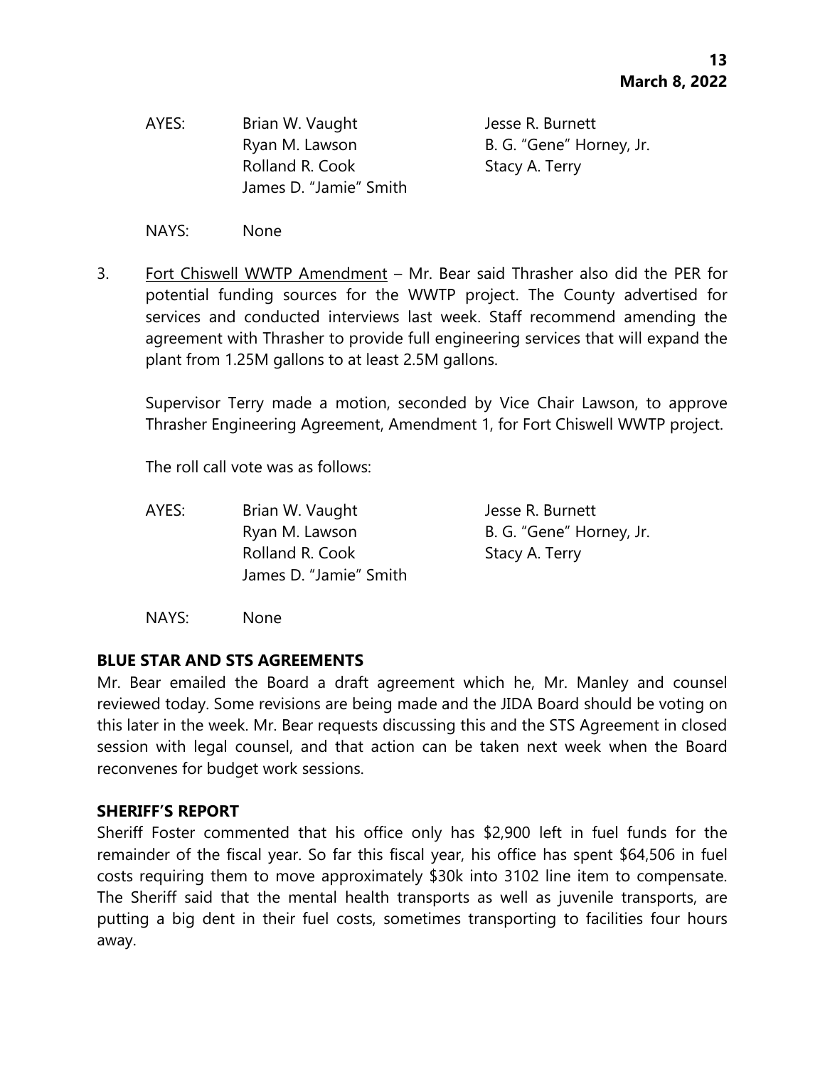AYES: Brian W. Vaught, Jesse R. Burnett, Ryan M. Lawson, B. G. "Gene" Horney, Jr., Rolland R. Cook, Stacy A. Terry, James D. "Jamie" Smith

NAYS: None

3. Fort Chiswell WWTP Amendment – Mr. Bear said Thrasher also did the PER for potential funding sources for the WWTP project. The County advertised for services and conducted interviews last week. Staff recommend amending the agreement with Thrasher to provide full engineering services that will expand the plant from 1.25M gallons to at least 2.5M gallons.

   Supervisor Terry made a motion, seconded by Vice Chair Lawson, to approve Thrasher Engineering Agreement, Amendment 1, for Fort Chiswell WWTP project.

   The roll call vote was as follows:

   AYES: Brian W. Vaught, Jesse R. Burnett, Ryan M. Lawson, B. G. "Gene" Horney, Jr., Rolland R. Cook, Stacy A. Terry, James D. "Jamie" Smith

   NAYS: None

## BLUE STAR AND STS AGREEMENTS

Mr. Bear emailed the Board a draft agreement which he, Mr. Manley and counsel reviewed today. Some revisions are being made and the JIDA Board should be voting on this later in the week. Mr. Bear requests discussing this and the STS Agreement in closed session with legal counsel, and that action can be taken next week when the Board reconvenes for budget work sessions.

## SHERIFF'S REPORT

Sheriff Foster commented that his office only has $2,900 left in fuel funds for the remainder of the fiscal year. So far this fiscal year, his office has spent $64,506 in fuel costs requiring them to move approximately $30k into 3102 line item to compensate. The Sheriff said that the mental health transports as well as juvenile transports, are putting a big dent in their fuel costs, sometimes transporting to facilities four hours away.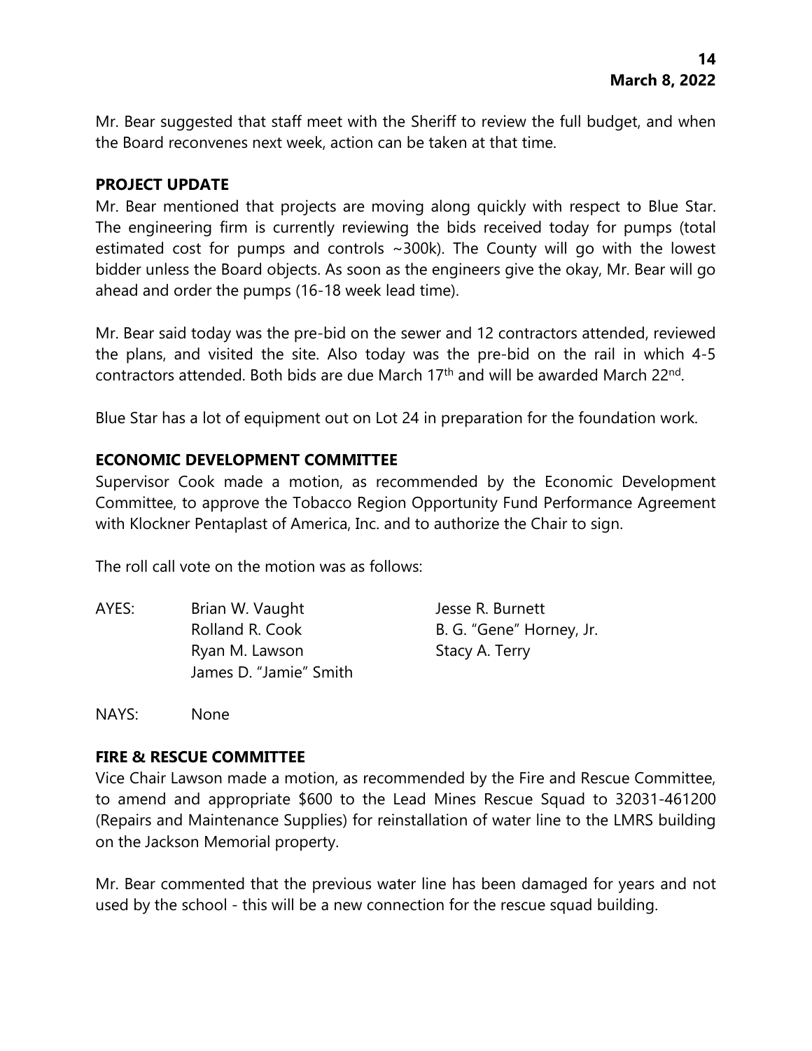Mr. Bear suggested that staff meet with the Sheriff to review the full budget, and when the Board reconvenes next week, action can be taken at that time.

**PROJECT UPDATE**

Mr. Bear mentioned that projects are moving along quickly with respect to Blue Star. The engineering firm is currently reviewing the bids received today for pumps (total estimated cost for pumps and controls ~300k). The County will go with the lowest bidder unless the Board objects. As soon as the engineers give the okay, Mr. Bear will go ahead and order the pumps (16-18 week lead time).

Mr. Bear said today was the pre-bid on the sewer and 12 contractors attended, reviewed the plans, and visited the site. Also today was the pre-bid on the rail in which 4-5 contractors attended. Both bids are due March 17th and will be awarded March 22nd.

Blue Star has a lot of equipment out on Lot 24 in preparation for the foundation work.

**ECONOMIC DEVELOPMENT COMMITTEE**

Supervisor Cook made a motion, as recommended by the Economic Development Committee, to approve the Tobacco Region Opportunity Fund Performance Agreement with Klockner Pentaplast of America, Inc. and to authorize the Chair to sign.

The roll call vote on the motion was as follows:

| AYES: | Brian W. Vaught | Jesse R. Burnett |
|---|---|---|
| | Rolland R. Cook | B. G. "Gene" Horney, Jr. |
| | Ryan M. Lawson | Stacy A. Terry |
| | James D. "Jamie" Smith | |

NAYS: None

**FIRE & RESCUE COMMITTEE**

Vice Chair Lawson made a motion, as recommended by the Fire and Rescue Committee, to amend and appropriate $600 to the Lead Mines Rescue Squad to 32031-461200 (Repairs and Maintenance Supplies) for reinstallation of water line to the LMRS building on the Jackson Memorial property.

Mr. Bear commented that the previous water line has been damaged for years and not used by the school - this will be a new connection for the rescue squad building.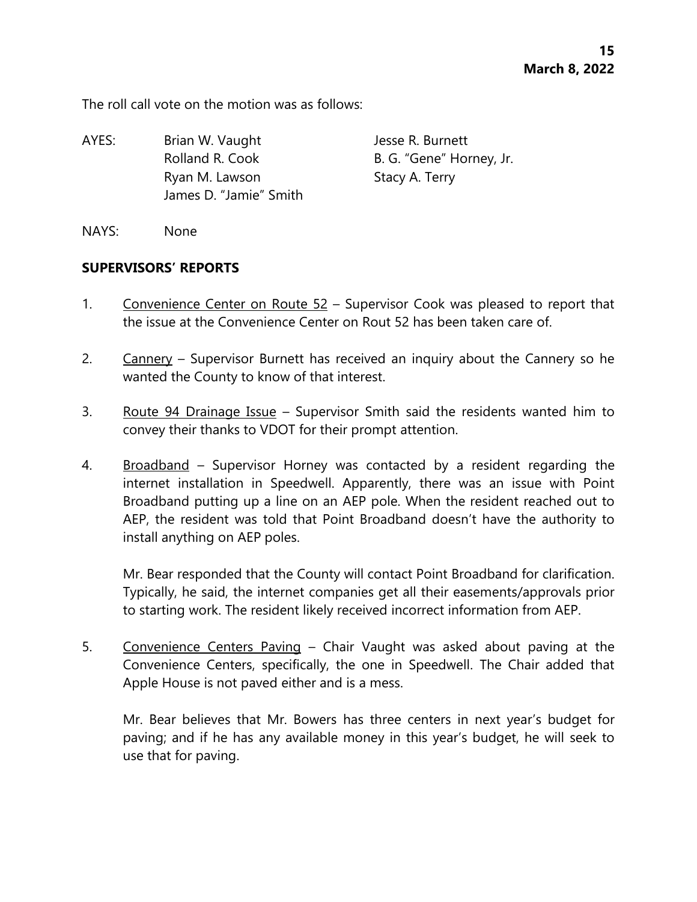The roll call vote on the motion was as follows:

AYES: Brian W. Vaught, Jesse R. Burnett, Rolland R. Cook, B. G. "Gene" Horney, Jr., Ryan M. Lawson, Stacy A. Terry, James D. "Jamie" Smith

NAYS: None

**SUPERVISORS' REPORTS**

1. Convenience Center on Route 52 – Supervisor Cook was pleased to report that the issue at the Convenience Center on Rout 52 has been taken care of.

2. Cannery – Supervisor Burnett has received an inquiry about the Cannery so he wanted the County to know of that interest.

3. Route 94 Drainage Issue – Supervisor Smith said the residents wanted him to convey their thanks to VDOT for their prompt attention.

4. Broadband – Supervisor Horney was contacted by a resident regarding the internet installation in Speedwell. Apparently, there was an issue with Point Broadband putting up a line on an AEP pole. When the resident reached out to AEP, the resident was told that Point Broadband doesn't have the authority to install anything on AEP poles.

   Mr. Bear responded that the County will contact Point Broadband for clarification. Typically, he said, the internet companies get all their easements/approvals prior to starting work. The resident likely received incorrect information from AEP.

5. Convenience Centers Paving – Chair Vaught was asked about paving at the Convenience Centers, specifically, the one in Speedwell. The Chair added that Apple House is not paved either and is a mess.

   Mr. Bear believes that Mr. Bowers has three centers in next year's budget for paving; and if he has any available money in this year's budget, he will seek to use that for paving.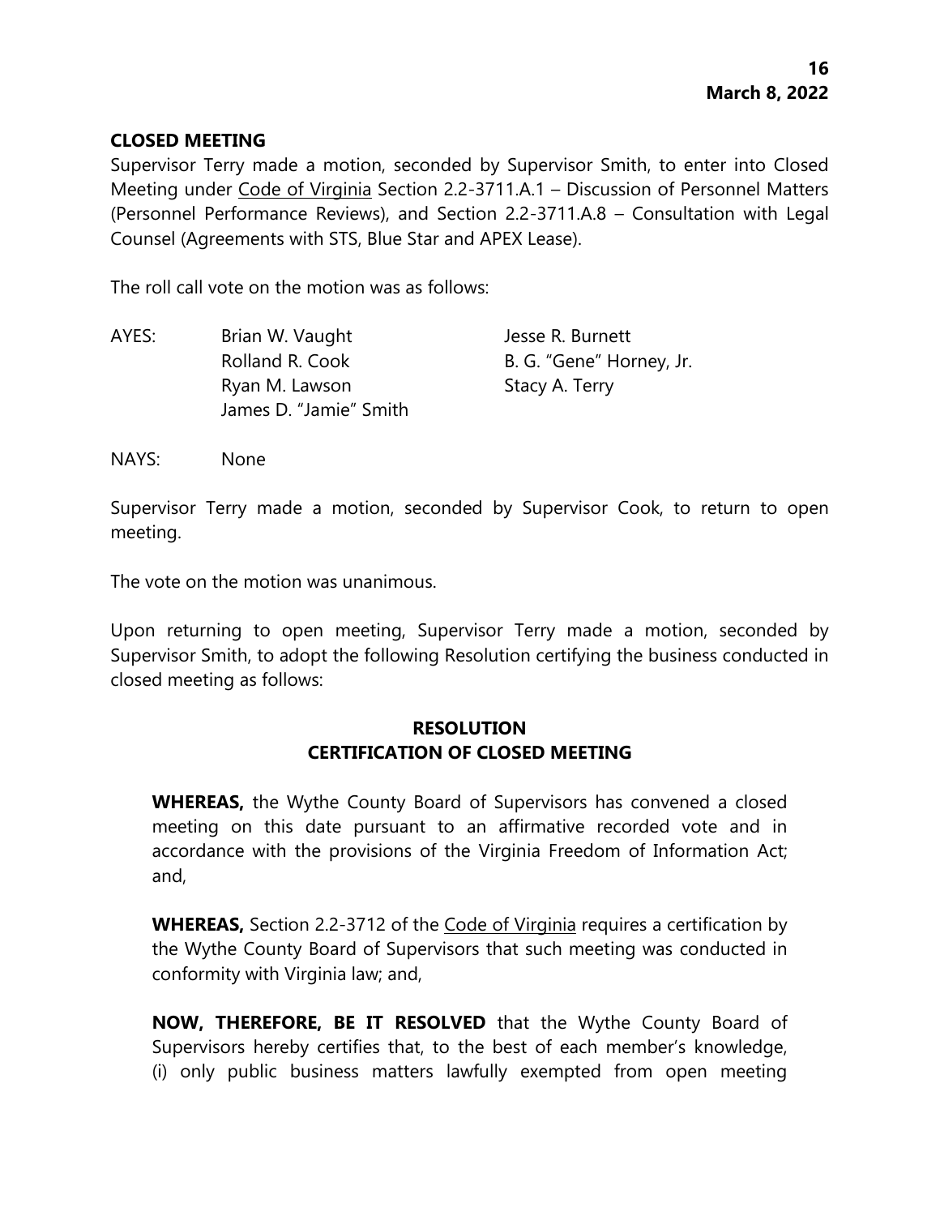**CLOSED MEETING**

Supervisor Terry made a motion, seconded by Supervisor Smith, to enter into Closed Meeting under Code of Virginia Section 2.2-3711.A.1 – Discussion of Personnel Matters (Personnel Performance Reviews), and Section 2.2-3711.A.8 – Consultation with Legal Counsel (Agreements with STS, Blue Star and APEX Lease).

The roll call vote on the motion was as follows:

| AYES: | Brian W. Vaught | Jesse R. Burnett |
|---|---|---|
| | Rolland R. Cook | B. G. "Gene" Horney, Jr. |
| | Ryan M. Lawson | Stacy A. Terry |
| | James D. "Jamie" Smith | |

NAYS: None

Supervisor Terry made a motion, seconded by Supervisor Cook, to return to open meeting.

The vote on the motion was unanimous.

Upon returning to open meeting, Supervisor Terry made a motion, seconded by Supervisor Smith, to adopt the following Resolution certifying the business conducted in closed meeting as follows:

**RESOLUTION**
**CERTIFICATION OF CLOSED MEETING**

**WHEREAS,** the Wythe County Board of Supervisors has convened a closed meeting on this date pursuant to an affirmative recorded vote and in accordance with the provisions of the Virginia Freedom of Information Act; and,

**WHEREAS,** Section 2.2-3712 of the Code of Virginia requires a certification by the Wythe County Board of Supervisors that such meeting was conducted in conformity with Virginia law; and,

**NOW, THEREFORE, BE IT RESOLVED** that the Wythe County Board of Supervisors hereby certifies that, to the best of each member's knowledge, (i) only public business matters lawfully exempted from open meeting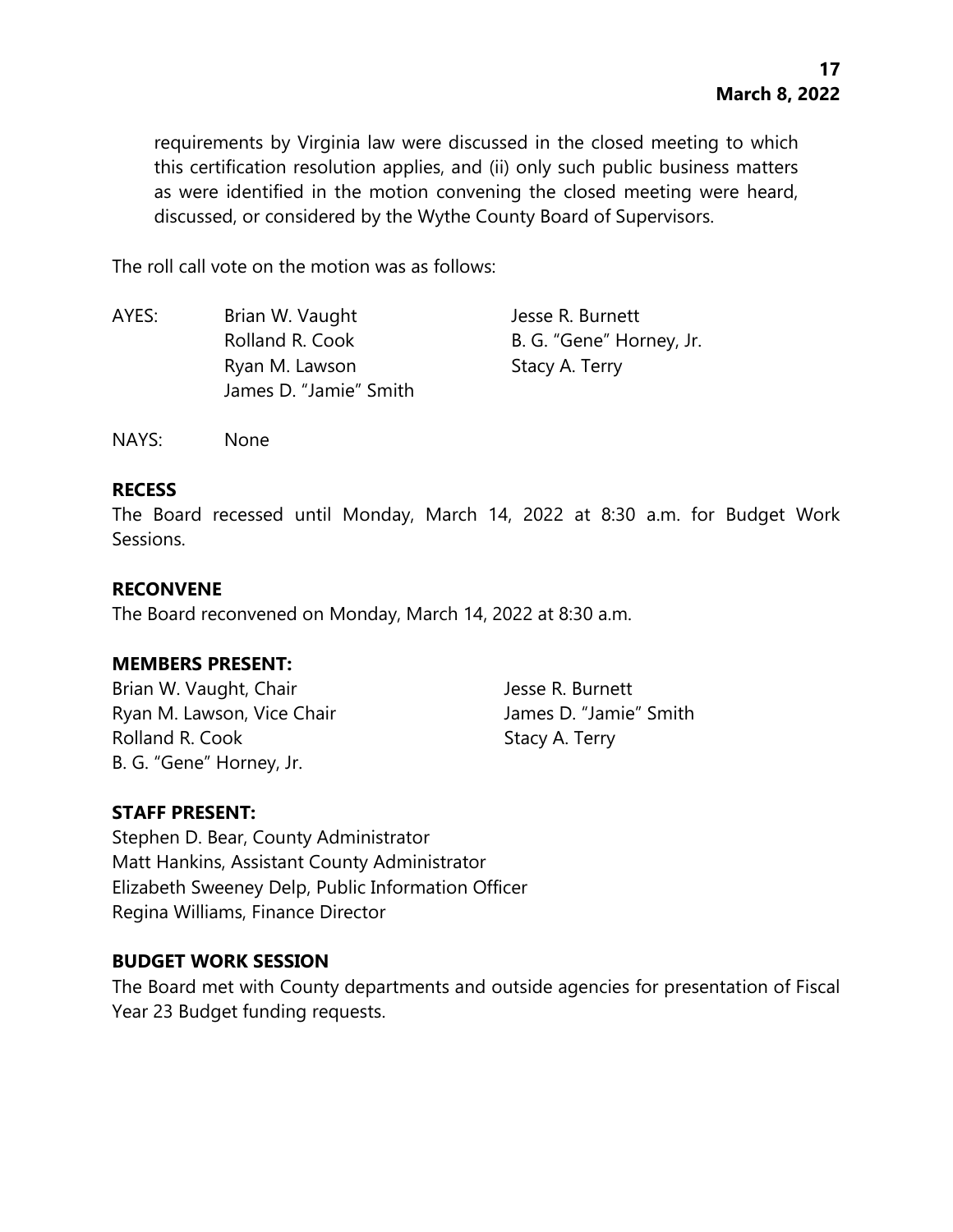requirements by Virginia law were discussed in the closed meeting to which this certification resolution applies, and (ii) only such public business matters as were identified in the motion convening the closed meeting were heard, discussed, or considered by the Wythe County Board of Supervisors.

The roll call vote on the motion was as follows:

AYES: Brian W. Vaught, Jesse R. Burnett, Rolland R. Cook, B. G. "Gene" Horney, Jr., Ryan M. Lawson, Stacy A. Terry, James D. "Jamie" Smith

NAYS: None

**RECESS**

The Board recessed until Monday, March 14, 2022 at 8:30 a.m. for Budget Work Sessions.

**RECONVENE**

The Board reconvened on Monday, March 14, 2022 at 8:30 a.m.

**MEMBERS PRESENT:**

Brian W. Vaught, Chair
Ryan M. Lawson, Vice Chair
Rolland R. Cook
B. G. "Gene" Horney, Jr.
Jesse R. Burnett
James D. "Jamie" Smith
Stacy A. Terry

**STAFF PRESENT:**

Stephen D. Bear, County Administrator
Matt Hankins, Assistant County Administrator
Elizabeth Sweeney Delp, Public Information Officer
Regina Williams, Finance Director

**BUDGET WORK SESSION**

The Board met with County departments and outside agencies for presentation of Fiscal Year 23 Budget funding requests.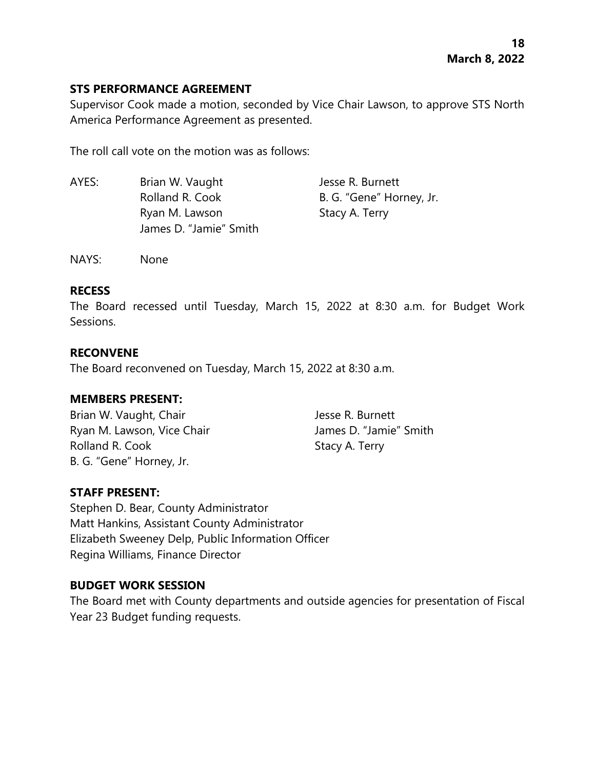## STS PERFORMANCE AGREEMENT

Supervisor Cook made a motion, seconded by Vice Chair Lawson, to approve STS North America Performance Agreement as presented.

The roll call vote on the motion was as follows:

AYES: Brian W. Vaught, Rolland R. Cook, Ryan M. Lawson, James D. "Jamie" Smith, Jesse R. Burnett, B. G. "Gene" Horney, Jr., Stacy A. Terry

NAYS: None

## RECESS

The Board recessed until Tuesday, March 15, 2022 at 8:30 a.m. for Budget Work Sessions.

## RECONVENE

The Board reconvened on Tuesday, March 15, 2022 at 8:30 a.m.

## MEMBERS PRESENT:

Brian W. Vaught, Chair
Ryan M. Lawson, Vice Chair
Rolland R. Cook
B. G. "Gene" Horney, Jr.
Jesse R. Burnett
James D. "Jamie" Smith
Stacy A. Terry

## STAFF PRESENT:

Stephen D. Bear, County Administrator
Matt Hankins, Assistant County Administrator
Elizabeth Sweeney Delp, Public Information Officer
Regina Williams, Finance Director

## BUDGET WORK SESSION

The Board met with County departments and outside agencies for presentation of Fiscal Year 23 Budget funding requests.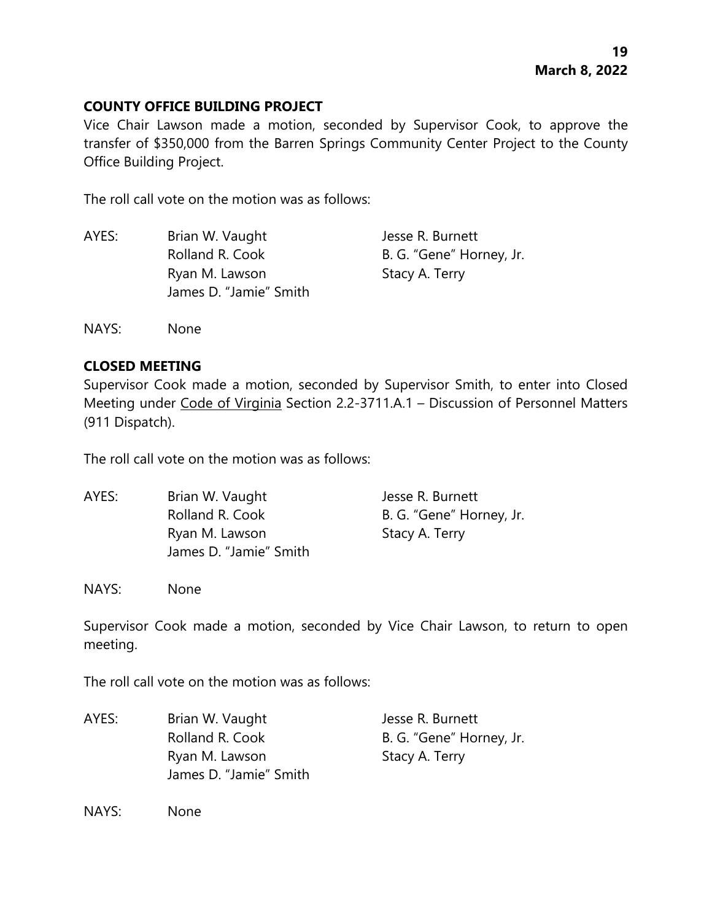**COUNTY OFFICE BUILDING PROJECT**

Vice Chair Lawson made a motion, seconded by Supervisor Cook, to approve the transfer of $350,000 from the Barren Springs Community Center Project to the County Office Building Project.

The roll call vote on the motion was as follows:

| | | |
|---|---|---|
| AYES: | Brian W. Vaught | Jesse R. Burnett |
| | Rolland R. Cook | B. G. "Gene" Horney, Jr. |
| | Ryan M. Lawson | Stacy A. Terry |
| | James D. "Jamie" Smith | |

NAYS: None

**CLOSED MEETING**

Supervisor Cook made a motion, seconded by Supervisor Smith, to enter into Closed Meeting under Code of Virginia Section 2.2-3711.A.1 – Discussion of Personnel Matters (911 Dispatch).

The roll call vote on the motion was as follows:

| | | |
|---|---|---|
| AYES: | Brian W. Vaught | Jesse R. Burnett |
| | Rolland R. Cook | B. G. "Gene" Horney, Jr. |
| | Ryan M. Lawson | Stacy A. Terry |
| | James D. "Jamie" Smith | |

NAYS: None

Supervisor Cook made a motion, seconded by Vice Chair Lawson, to return to open meeting.

The roll call vote on the motion was as follows:

| | | |
|---|---|---|
| AYES: | Brian W. Vaught | Jesse R. Burnett |
| | Rolland R. Cook | B. G. "Gene" Horney, Jr. |
| | Ryan M. Lawson | Stacy A. Terry |
| | James D. "Jamie" Smith | |

NAYS: None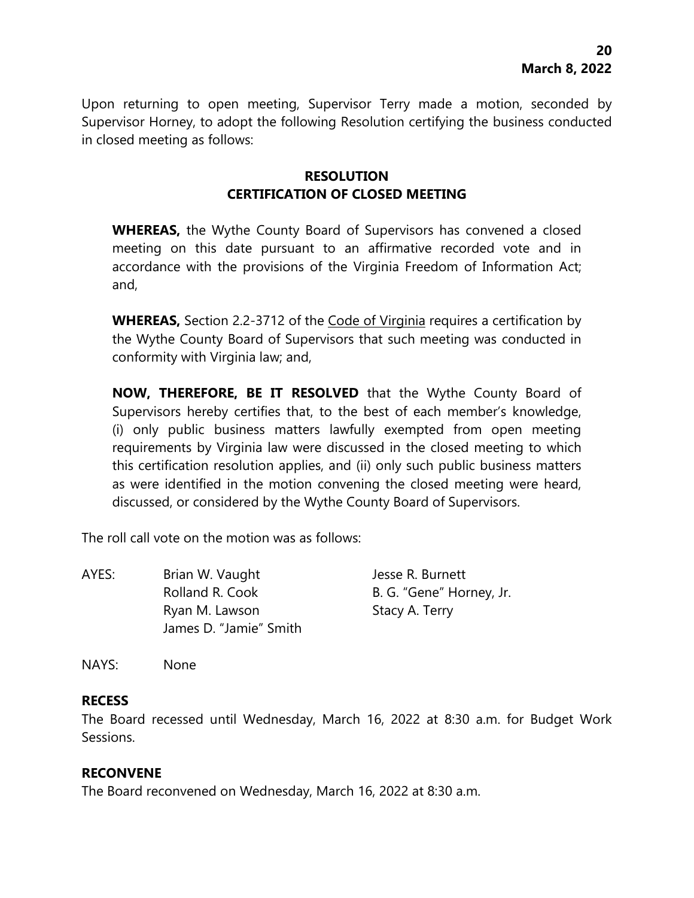Upon returning to open meeting, Supervisor Terry made a motion, seconded by Supervisor Horney, to adopt the following Resolution certifying the business conducted in closed meeting as follows:

**RESOLUTION**
**CERTIFICATION OF CLOSED MEETING**

**WHEREAS,** the Wythe County Board of Supervisors has convened a closed meeting on this date pursuant to an affirmative recorded vote and in accordance with the provisions of the Virginia Freedom of Information Act; and,

**WHEREAS,** Section 2.2-3712 of the Code of Virginia requires a certification by the Wythe County Board of Supervisors that such meeting was conducted in conformity with Virginia law; and,

**NOW, THEREFORE, BE IT RESOLVED** that the Wythe County Board of Supervisors hereby certifies that, to the best of each member's knowledge, (i) only public business matters lawfully exempted from open meeting requirements by Virginia law were discussed in the closed meeting to which this certification resolution applies, and (ii) only such public business matters as were identified in the motion convening the closed meeting were heard, discussed, or considered by the Wythe County Board of Supervisors.

The roll call vote on the motion was as follows:

| AYES: | Brian W. Vaught | Jesse R. Burnett |
|---|---|---|
| | Rolland R. Cook | B. G. "Gene" Horney, Jr. |
| | Ryan M. Lawson | Stacy A. Terry |
| | James D. "Jamie" Smith | |

NAYS: None

**RECESS**

The Board recessed until Wednesday, March 16, 2022 at 8:30 a.m. for Budget Work Sessions.

**RECONVENE**

The Board reconvened on Wednesday, March 16, 2022 at 8:30 a.m.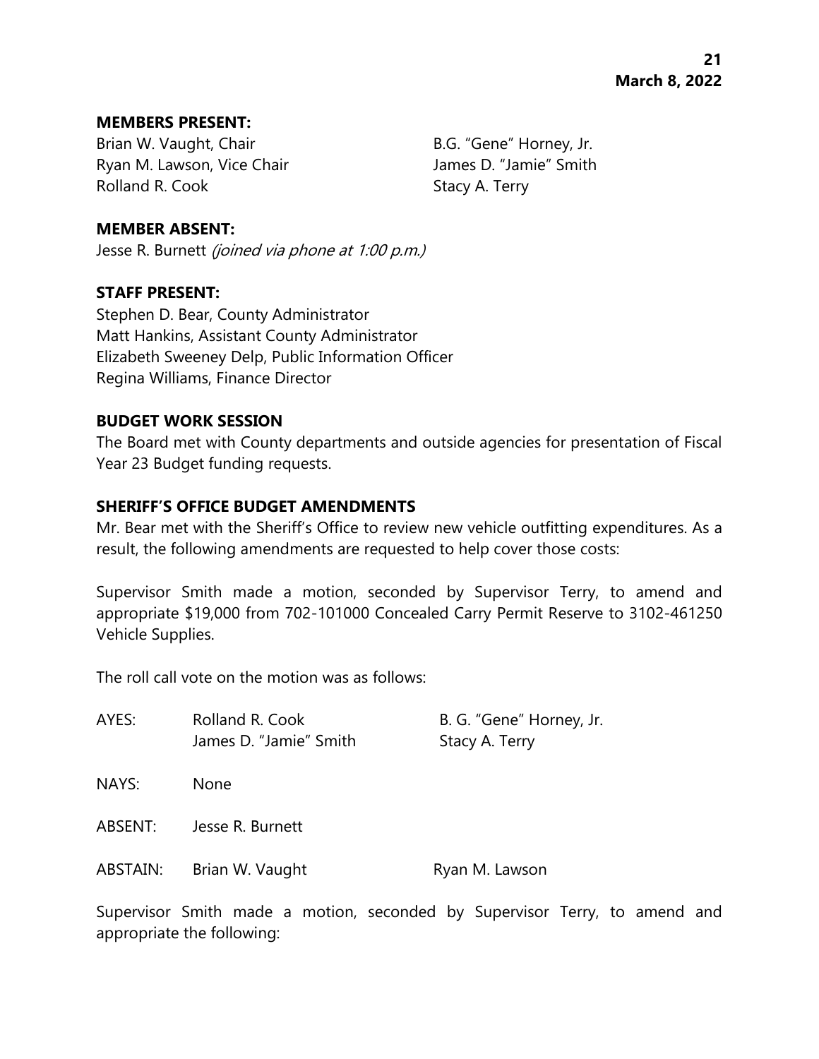**MEMBERS PRESENT:**

Brian W. Vaught, Chair
Ryan M. Lawson, Vice Chair
Rolland R. Cook
B.G. "Gene" Horney, Jr.
James D. "Jamie" Smith
Stacy A. Terry

**MEMBER ABSENT:**

Jesse R. Burnett *(joined via phone at 1:00 p.m.)*

**STAFF PRESENT:**

Stephen D. Bear, County Administrator
Matt Hankins, Assistant County Administrator
Elizabeth Sweeney Delp, Public Information Officer
Regina Williams, Finance Director

**BUDGET WORK SESSION**

The Board met with County departments and outside agencies for presentation of Fiscal Year 23 Budget funding requests.

**SHERIFF'S OFFICE BUDGET AMENDMENTS**

Mr. Bear met with the Sheriff's Office to review new vehicle outfitting expenditures. As a result, the following amendments are requested to help cover those costs:

Supervisor Smith made a motion, seconded by Supervisor Terry, to amend and appropriate $19,000 from 702-101000 Concealed Carry Permit Reserve to 3102-461250 Vehicle Supplies.

The roll call vote on the motion was as follows:

| | | |
|---|---|---|
| AYES: | Rolland R. Cook | B. G. "Gene" Horney, Jr. |
| | James D. "Jamie" Smith | Stacy A. Terry |
| NAYS: | None | |
| ABSENT: | Jesse R. Burnett | |
| ABSTAIN: | Brian W. Vaught | Ryan M. Lawson |

Supervisor Smith made a motion, seconded by Supervisor Terry, to amend and appropriate the following: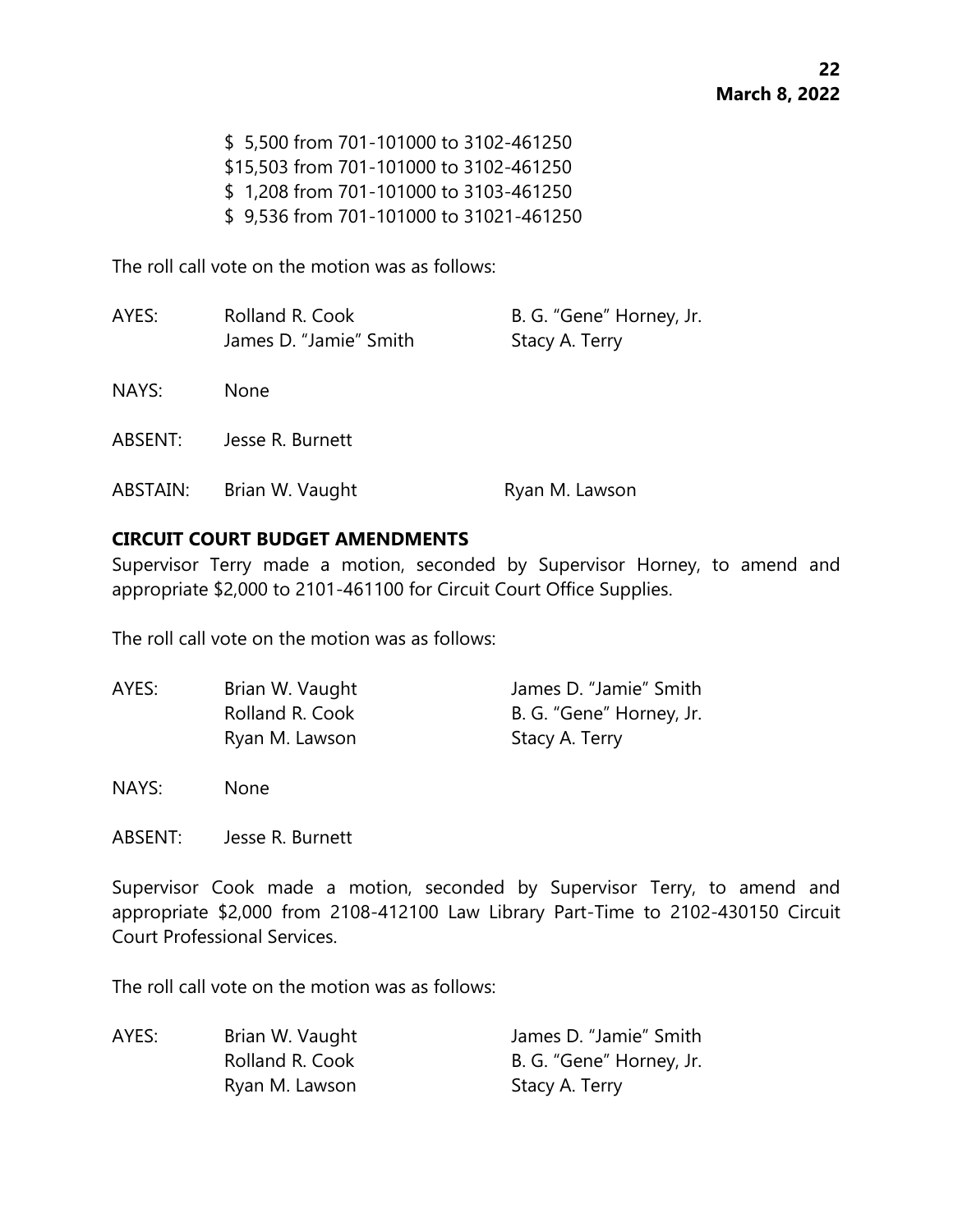$ 5,500 from 701-101000 to 3102-461250
$15,503 from 701-101000 to 3102-461250
$ 1,208 from 701-101000 to 3103-461250
$ 9,536 from 701-101000 to 31021-461250

The roll call vote on the motion was as follows:

| | | |
|---|---|---|
| AYES: | Rolland R. Cook | B. G. "Gene" Horney, Jr. |
| | James D. "Jamie" Smith | Stacy A. Terry |
| NAYS: | None | |
| ABSENT: | Jesse R. Burnett | |
| ABSTAIN: | Brian W. Vaught | Ryan M. Lawson |

**CIRCUIT COURT BUDGET AMENDMENTS**

Supervisor Terry made a motion, seconded by Supervisor Horney, to amend and appropriate $2,000 to 2101-461100 for Circuit Court Office Supplies.

The roll call vote on the motion was as follows:

| | | |
|---|---|---|
| AYES: | Brian W. Vaught | James D. "Jamie" Smith |
| | Rolland R. Cook | B. G. "Gene" Horney, Jr. |
| | Ryan M. Lawson | Stacy A. Terry |
| NAYS: | None | |
| ABSENT: | Jesse R. Burnett | |

Supervisor Cook made a motion, seconded by Supervisor Terry, to amend and appropriate $2,000 from 2108-412100 Law Library Part-Time to 2102-430150 Circuit Court Professional Services.

The roll call vote on the motion was as follows:

| | | |
|---|---|---|
| AYES: | Brian W. Vaught | James D. "Jamie" Smith |
| | Rolland R. Cook | B. G. "Gene" Horney, Jr. |
| | Ryan M. Lawson | Stacy A. Terry |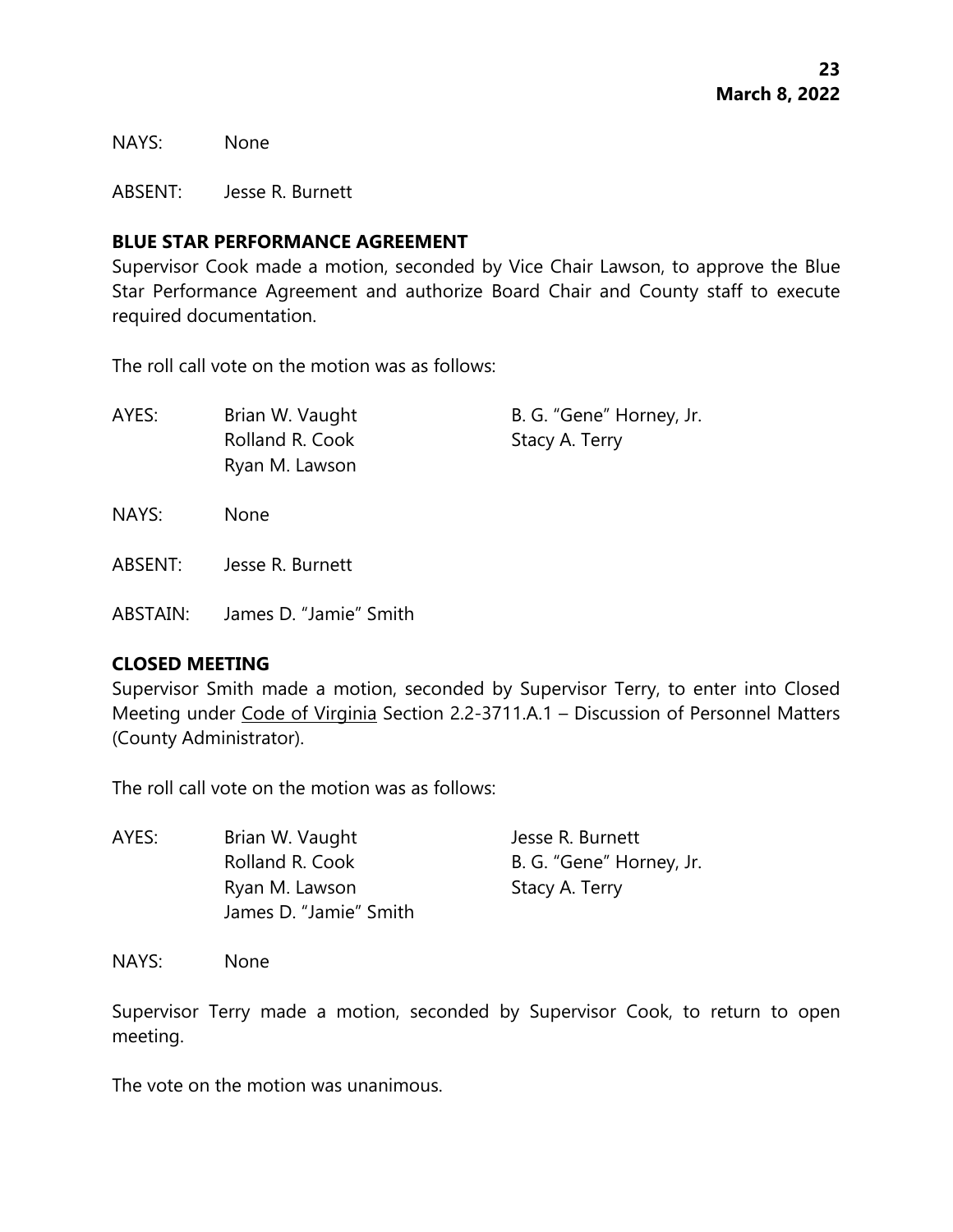NAYS: None

ABSENT: Jesse R. Burnett

**BLUE STAR PERFORMANCE AGREEMENT**

Supervisor Cook made a motion, seconded by Vice Chair Lawson, to approve the Blue Star Performance Agreement and authorize Board Chair and County staff to execute required documentation.

The roll call vote on the motion was as follows:

AYES: Brian W. Vaught, Rolland R. Cook, Ryan M. Lawson, B. G. "Gene" Horney, Jr., Stacy A. Terry

NAYS: None

ABSENT: Jesse R. Burnett

ABSTAIN: James D. "Jamie" Smith

**CLOSED MEETING**

Supervisor Smith made a motion, seconded by Supervisor Terry, to enter into Closed Meeting under Code of Virginia Section 2.2-3711.A.1 – Discussion of Personnel Matters (County Administrator).

The roll call vote on the motion was as follows:

AYES: Brian W. Vaught, Rolland R. Cook, Ryan M. Lawson, James D. "Jamie" Smith, Jesse R. Burnett, B. G. "Gene" Horney, Jr., Stacy A. Terry

NAYS: None

Supervisor Terry made a motion, seconded by Supervisor Cook, to return to open meeting.

The vote on the motion was unanimous.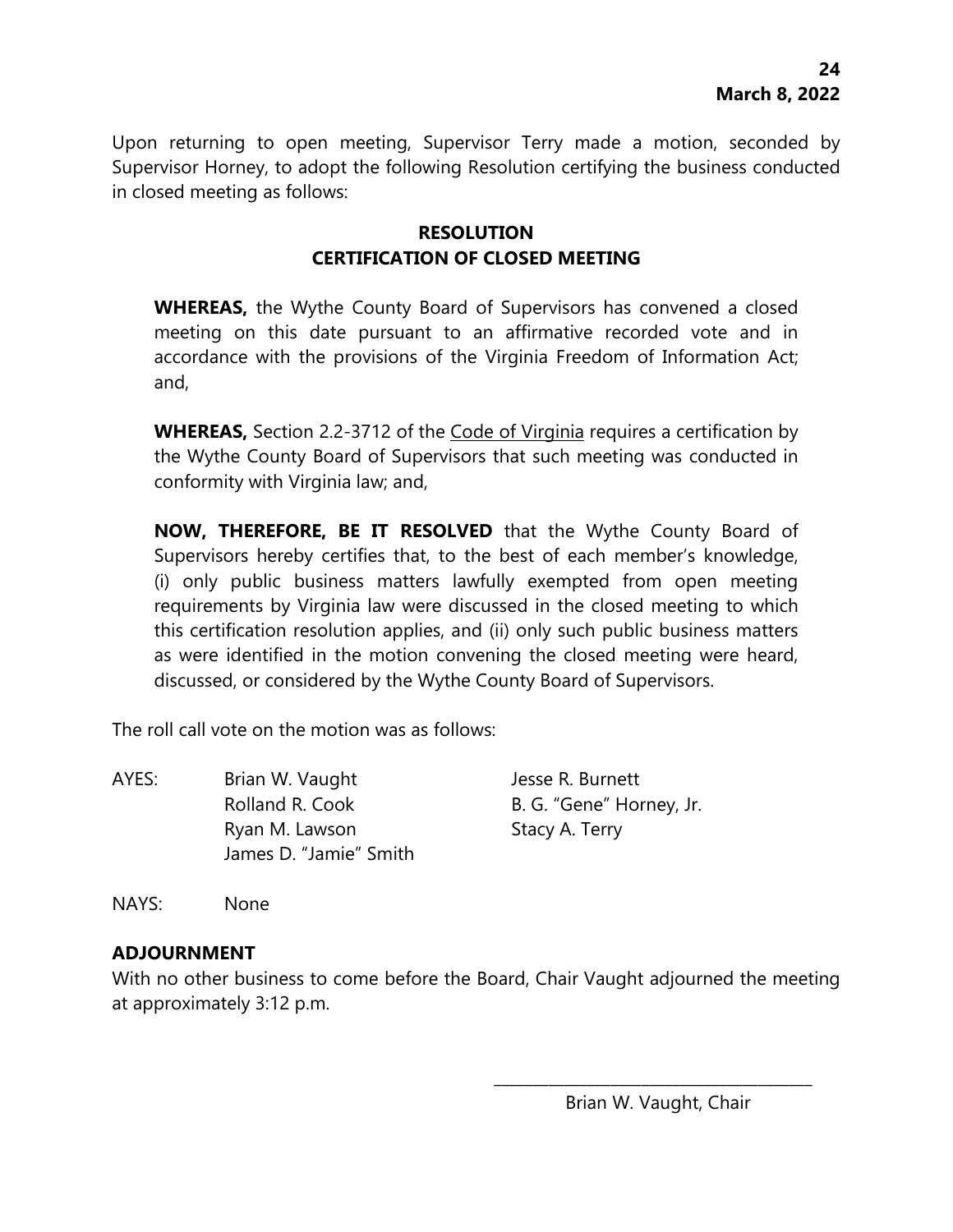Upon returning to open meeting, Supervisor Terry made a motion, seconded by Supervisor Horney, to adopt the following Resolution certifying the business conducted in closed meeting as follows:

**RESOLUTION**
**CERTIFICATION OF CLOSED MEETING**

**WHEREAS,** the Wythe County Board of Supervisors has convened a closed meeting on this date pursuant to an affirmative recorded vote and in accordance with the provisions of the Virginia Freedom of Information Act; and,

**WHEREAS,** Section 2.2-3712 of the Code of Virginia requires a certification by the Wythe County Board of Supervisors that such meeting was conducted in conformity with Virginia law; and,

**NOW, THEREFORE, BE IT RESOLVED** that the Wythe County Board of Supervisors hereby certifies that, to the best of each member's knowledge, (i) only public business matters lawfully exempted from open meeting requirements by Virginia law were discussed in the closed meeting to which this certification resolution applies, and (ii) only such public business matters as were identified in the motion convening the closed meeting were heard, discussed, or considered by the Wythe County Board of Supervisors.

The roll call vote on the motion was as follows:

| | | |
|---|---|---|
| AYES: | Brian W. Vaught | Jesse R. Burnett |
| | Rolland R. Cook | B. G. "Gene" Horney, Jr. |
| | Ryan M. Lawson | Stacy A. Terry |
| | James D. "Jamie" Smith | |

NAYS: None

**ADJOURNMENT**

With no other business to come before the Board, Chair Vaught adjourned the meeting at approximately 3:12 p.m.

\_\_\_\_\_\_\_\_\_\_\_\_\_\_\_\_\_\_\_\_\_\_\_\_\_\_\_\_\_\_\_\_\_\_\_\_\_\_\_\_

Brian W. Vaught, Chair